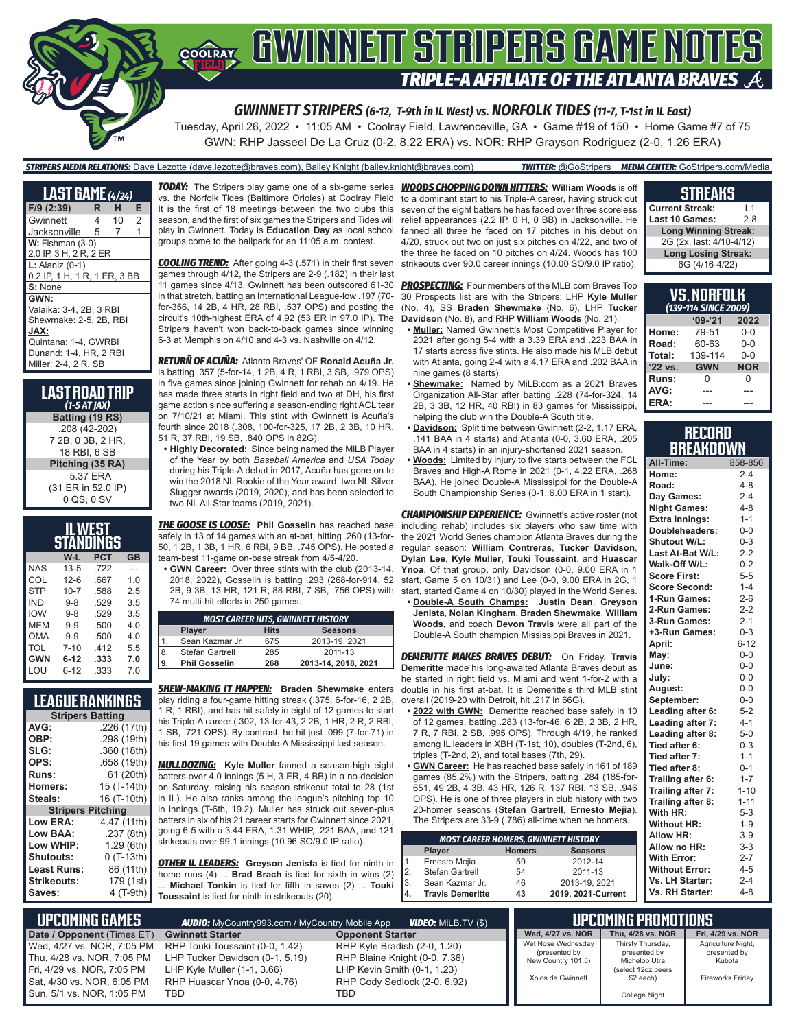# GWINNETT STRIPERS GAME NOTES

## TRIPLE-A AFFILIATE OF THE ATLANTA BRAVES

### GWINNETT STRIPERS (6-12, T-9th in IL West) vs. NORFOLK TIDES (11-7, T-1st in IL East)

Tuesday, April 26, 2022 • 11:05 AM • Coolray Field, Lawrenceville, GA • Game #19 of 150 • Home Game #7 of 75

GWN: RHP Jasseel De La Cruz (0-2, 8.22 ERA) vs. NOR: RHP Grayson Rodriguez (2-0, 1.26 ERA)

***STRIPERS MEDIA RELATIONS:*** Dave Lezotte (dave.lezotte@braves.com), Bailey Knight (bailey.knight@braves.com) ***TWITTER:*** @GoStripers ***MEDIA CENTER:*** GoStripers.com/Media

## LAST GAME (4/24)

| F/9 (2:39) | R | H | E |
|---|---|---|---|
| Gwinnett | 4 | 10 | 2 |
| Jacksonville | 5 | 7 | 1 |

**W:** Fishman (3-0)
2.0 IP, 3 H, 2 R, 2 ER

**L:** Alaniz (0-1)
0.2 IP, 1 H, 1 R, 1 ER, 3 BB

**S:** None

**GWN:**
Valaika: 3-4, 2B, 3 RBI
Shewmake: 2-5, 2B, RBI

**JAX:**
Quintana: 1-4, GWRBI
Dunand: 1-4, HR, 2 RBI
Miller: 2-4, 2 R, SB

## LAST ROAD TRIP

*(1-5 AT JAX)*

**Batting (19 RS)**
.208 (42-202)
7 2B, 0 3B, 2 HR,
18 RBI, 6 SB

**Pitching (35 RA)**
5.37 ERA
(31 ER in 52.0 IP)
0 QS, 0 SV

## IL WEST STANDINGS

| | W-L | PCT | GB |
|---|---|---|---|
| NAS | 13-5 | .722 | --- |
| COL | 12-6 | .667 | 1.0 |
| STP | 10-7 | .588 | 2.5 |
| IND | 9-8 | .529 | 3.5 |
| IOW | 9-8 | .529 | 3.5 |
| MEM | 9-9 | .500 | 4.0 |
| OMA | 9-9 | .500 | 4.0 |
| TOL | 7-10 | .412 | 5.5 |
| **GWN** | **6-12** | **.333** | **7.0** |
| LOU | 6-12 | .333 | 7.0 |

## LEAGUE RANKINGS

| Stripers Batting | |
|---|---|
| AVG: | .226 (17th) |
| OBP: | .298 (19th) |
| SLG: | .360 (18th) |
| OPS: | .658 (19th) |
| Runs: | 61 (20th) |
| Homers: | 15 (T-14th) |
| Steals: | 16 (T-10th) |

| Stripers Pitching | |
|---|---|
| Low ERA: | 4.47 (11th) |
| Low BAA: | .237 (8th) |
| Low WHIP: | 1.29 (6th) |
| Shutouts: | 0 (T-13th) |
| Least Runs: | 86 (11th) |
| Strikeouts: | 179 (1st) |
| Saves: | 4 (T-9th) |

***TODAY:*** The Stripers play game one of a six-game series vs. the Norfolk Tides (Baltimore Orioles) at Coolray Field. It is the first of 18 meetings between the two clubs this season, and the first of six games the Stripers and Tides will play in Gwinnett. Today is **Education Day** as local school groups come to the ballpark for an 11:05 a.m. contest.

***COOLING TREND:*** After going 4-3 (.571) in their first seven games through 4/12, the Stripers are 2-9 (.182) in their last 11 games since 4/13. Gwinnett has been outscored 61-30 in that stretch, batting an International League-low .197 (70-for-356, 14 2B, 4 HR, 28 RBI, .537 OPS) and posting the circuit's 10th-highest ERA of 4.92 (53 ER in 97.0 IP). The Stripers haven't won back-to-back games since winning 6-3 at Memphis on 4/10 and 4-3 vs. Nashville on 4/12.

***RETURÑ OF ACUÑA:*** Atlanta Braves' OF **Ronald Acuña Jr.** is batting .357 (5-for-14, 1 2B, 4 R, 1 RBI, 3 SB, .979 OPS) in five games since joining Gwinnett for rehab on 4/19. He has made three starts in right field and two at DH, his first game action since suffering a season-ending right ACL tear on 7/10/21 at Miami. This stint with Gwinnett is Acuña's fourth since 2018 (.308, 100-for-325, 17 2B, 2 3B, 10 HR, 51 R, 37 RBI, 19 SB, .840 OPS in 82G).

- **Highly Decorated:** Since being named the MiLB Player of the Year by both *Baseball America* and *USA Today* during his Triple-A debut in 2017, Acuña has gone on to win the 2018 NL Rookie of the Year award, two NL Silver Slugger awards (2019, 2020), and has been selected to two NL All-Star teams (2019, 2021).

***THE GOOSE IS LOOSE:*** **Phil Gosselin** has reached base safely in 13 of 14 games with an at-bat, hitting .260 (13-for-50, 1 2B, 1 3B, 1 HR, 6 RBI, 9 BB, .745 OPS). He posted a team-best 11-game on-base streak from 4/5-4/20.

- **GWN Career:** Over three stints with the club (2013-14, 2018, 2022), Gosselin is batting .293 (268-for-914, 52 2B, 9 3B, 13 HR, 121 R, 88 RBI, 7 SB, .756 OPS) with 74 multi-hit efforts in 250 games.

| MOST CAREER HITS, GWINNETT HISTORY | | | |
|---|---|---|---|
| | Player | Hits | Seasons |
| 1. | Sean Kazmar Jr. | 675 | 2013-19, 2021 |
| 8. | Stefan Gartrell | 285 | 2011-13 |
| **9.** | **Phil Gosselin** | **268** | **2013-14, 2018, 2021** |

***SHEW-MAKING IT HAPPEN:*** **Braden Shewmake** enters play riding a four-game hitting streak (.375, 6-for-16, 2 2B, 1 R, 1 RBI), and has hit safely in eight of 12 games to start his Triple-A career (.302, 13-for-43, 2 2B, 1 HR, 2 R, 2 RBI, 1 SB, .721 OPS). By contrast, he hit just .099 (7-for-71) in his first 19 games with Double-A Mississippi last season.

***MULLDOZING:*** **Kyle Muller** fanned a season-high eight batters over 4.0 innings (5 H, 3 ER, 4 BB) in a no-decision on Saturday, raising his season strikeout total to 28 (1st in IL). He also ranks among the league's pitching top 10 in innings (T-6th, 19.2). Muller has struck out seven-plus batters in six of his 21 career starts for Gwinnett since 2021, going 6-5 with a 3.44 ERA, 1.31 WHIP, .221 BAA, and 121 strikeouts over 99.1 innings (10.96 SO/9.0 IP ratio).

***OTHER IL LEADERS:*** **Greyson Jenista** is tied for ninth in home runs (4) ... **Brad Brach** is tied for sixth in wins (2) ... **Michael Tonkin** is tied for fifth in saves (2) ... **Touki Toussaint** is tied for ninth in strikeouts (20).

***WOODS CHOPPING DOWN HITTERS:*** **William Woods** is off to a dominant start to his Triple-A career, having struck out seven of the eight batters he has faced over three scoreless relief appearances (2.2 IP, 0 H, 0 BB) in Jacksonville. He fanned all three he faced on 17 pitches in his debut on 4/20, struck out two on just six pitches on 4/22, and two of the three he faced on 10 pitches on 4/24. Woods has 100 strikeouts over 90.0 career innings (10.00 SO/9.0 IP ratio).

***PROSPECTING:*** Four members of the MLB.com Braves Top 30 Prospects list are with the Stripers: LHP **Kyle Muller** (No. 4), SS **Braden Shewmake** (No. 6), LHP **Tucker Davidson** (No. 8), and RHP **William Woods** (No. 21).

- **Muller:** Named Gwinnett's Most Competitive Player for 2021 after going 5-4 with a 3.39 ERA and .223 BAA in 17 starts across five stints. He also made his MLB debut with Atlanta, going 2-4 with a 4.17 ERA and .202 BAA in nine games (8 starts).
- **Shewmake:** Named by MiLB.com as a 2021 Braves Organization All-Star after batting .228 (74-for-324, 14 2B, 3 3B, 12 HR, 40 RBI) in 83 games for Mississippi, helping the club win the Double-A South title.
- **Davidson:** Split time between Gwinnett (2-2, 1.17 ERA, .141 BAA in 4 starts) and Atlanta (0-0, 3.60 ERA, .205 BAA in 4 starts) in an injury-shortened 2021 season.
- **Woods:** Limited by injury to five starts between the FCL Braves and High-A Rome in 2021 (0-1, 4.22 ERA, .268 BAA). He joined Double-A Mississippi for the Double-A South Championship Series (0-1, 6.00 ERA in 1 start).

***CHAMPIONSHIP EXPERIENCE:*** Gwinnett's active roster (not including rehab) includes six players who saw time with the 2021 World Series champion Atlanta Braves during the regular season: **William Contreras**, **Tucker Davidson**, **Dylan Lee**, **Kyle Muller**, **Touki Toussaint**, and **Huascar Ynoa**. Of that group, only Davidson (0-0, 9.00 ERA in 1 start, Game 5 on 10/31) and Lee (0-0, 9.00 ERA in 2G, 1 start, started Game 4 on 10/30) played in the World Series.

- **Double-A South Champs:** **Justin Dean**, **Greyson Jenista**, **Nolan Kingham**, **Braden Shewmake**, **William Woods**, and coach **Devon Travis** were all part of the Double-A South champion Mississippi Braves in 2021.

***DEMERITTE MAKES BRAVES DEBUT:*** On Friday, **Travis Demeritte** made his long-awaited Atlanta Braves debut as he started in right field vs. Miami and went 1-for-2 with a double in his first at-bat. It is Demeritte's third MLB stint overall (2019-20 with Detroit, hit .217 in 66G).

- **2022 with GWN:** Demeritte reached base safely in 10 of 12 games, batting .283 (13-for-46, 6 2B, 2 3B, 2 HR, 7 R, 7 RBI, 2 SB, .995 OPS). Through 4/19, he ranked among IL leaders in XBH (T-1st, 10), doubles (T-2nd, 6), triples (T-2nd, 2), and total bases (7th, 29).
- **GWN Career:** He has reached base safely in 161 of 189 games (85.2%) with the Stripers, batting .284 (185-for-651, 49 2B, 4 3B, 43 HR, 126 R, 137 RBI, 13 SB, .946 OPS). He is one of three players in club history with two 20-homer seasons (**Stefan Gartrell**, **Ernesto Mejia**). The Stripers are 33-9 (.786) all-time when he homers.

| MOST CAREER HOMERS, GWINNETT HISTORY | | | |
|---|---|---|---|
| | Player | Homers | Seasons |
| 1. | Ernesto Mejia | 59 | 2012-14 |
| 2. | Stefan Gartrell | 54 | 2011-13 |
| 3. | Sean Kazmar Jr. | 46 | 2013-19, 2021 |
| **4.** | **Travis Demeritte** | **43** | **2019, 2021-Current** |

## STREAKS

| | |
|---|---|
| Current Streak: | L1 |
| Last 10 Games: | 2-8 |
| **Long Winning Streak:** | |
| 2G (2x, last: 4/10-4/12) | |
| **Long Losing Streak:** | |
| 6G (4/16-4/22) | |

## VS. NORFOLK

*(139-114 SINCE 2009)*

| | '09-'21 | 2022 |
|---|---|---|
| Home: | 79-51 | 0-0 |
| Road: | 60-63 | 0-0 |
| Total: | 139-114 | 0-0 |
| '22 vs. | GWN | NOR |
| Runs: | 0 | 0 |
| AVG: | --- | --- |
| ERA: | --- | --- |

## RECORD BREAKDOWN

| | |
|---|---|
| All-Time: | 858-856 |
| Home: | 2-4 |
| Road: | 4-8 |
| Day Games: | 2-4 |
| Night Games: | 4-8 |
| Extra Innings: | 1-1 |
| Doubleheaders: | 0-0 |
| Shutout W/L: | 0-3 |
| Last At-Bat W/L: | 2-2 |
| Walk-Off W/L: | 0-2 |
| Score First: | 5-5 |
| Score Second: | 1-4 |
| 1-Run Games: | 2-6 |
| 2-Run Games: | 2-2 |
| 3-Run Games: | 2-1 |
| +3-Run Games: | 0-3 |
| April: | 6-12 |
| May: | 0-0 |
| June: | 0-0 |
| July: | 0-0 |
| August: | 0-0 |
| September: | 0-0 |
| Leading after 6: | 5-2 |
| Leading after 7: | 4-1 |
| Leading after 8: | 5-0 |
| Tied after 6: | 0-3 |
| Tied after 7: | 1-1 |
| Tied after 8: | 0-1 |
| Trailing after 6: | 1-7 |
| Trailing after 7: | 1-10 |
| Trailing after 8: | 1-11 |
| With HR: | 5-3 |
| Without HR: | 1-9 |
| Allow HR: | 3-9 |
| Allow no HR: | 3-3 |
| With Error: | 2-7 |
| Without Error: | 4-5 |
| Vs. LH Starter: | 2-4 |
| Vs. RH Starter: | 4-8 |

## UPCOMING GAMES

***AUDIO:*** MyCountry993.com / MyCountry Mobile App ***VIDEO:*** MiLB.TV ($)

| Date / Opponent (Times ET) | Gwinnett Starter | Opponent Starter |
|---|---|---|
| Wed, 4/27 vs. NOR, 7:05 PM | RHP Touki Toussaint (0-0, 1.42) | RHP Kyle Bradish (2-0, 1.20) |
| Thu, 4/28 vs. NOR, 7:05 PM | LHP Tucker Davidson (0-1, 5.19) | RHP Blaine Knight (0-0, 7.36) |
| Fri, 4/29 vs. NOR, 7:05 PM | LHP Kyle Muller (1-1, 3.66) | LHP Kevin Smith (0-1, 1.23) |
| Sat, 4/30 vs. NOR, 6:05 PM | RHP Huascar Ynoa (0-0, 4.76) | RHP Cody Sedlock (2-0, 6.92) |
| Sun, 5/1 vs. NOR, 1:05 PM | TBD | TBD |

## UPCOMING PROMOTIONS

| Wed, 4/27 vs. NOR | Thu, 4/28 vs. NOR | Fri, 4/29 vs. NOR |
|---|---|---|
| Wet Nose Wednesday (presented by New Country 101.5) | Thirsty Thursday, presented by Michelob Ultra (select 12oz beers $2 each) | Agriculture Night, presented by Kubota |
| Xolos de Gwinnett | College Night | Fireworks Friday |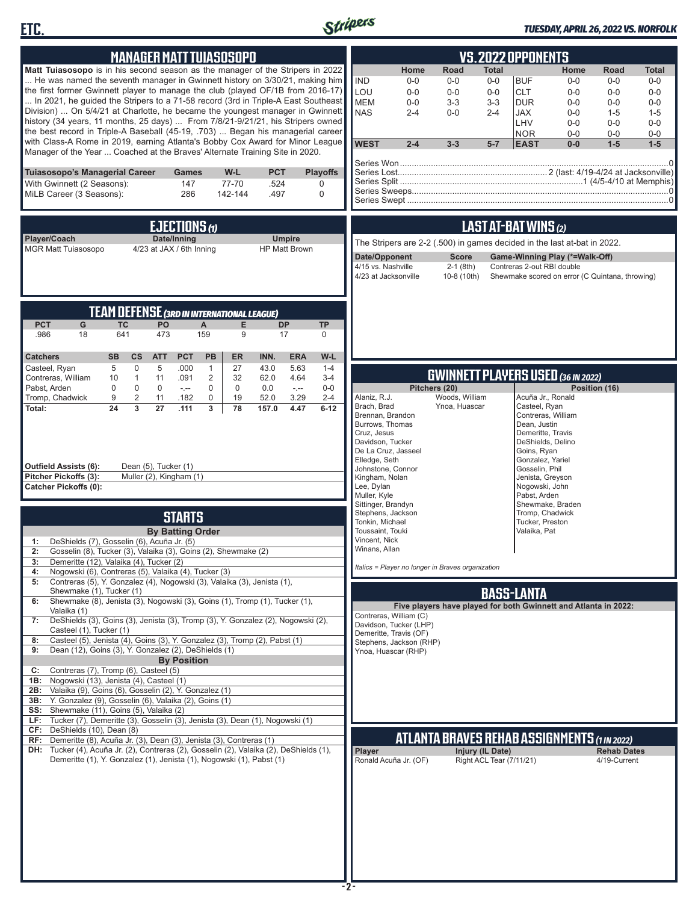## MANAGER MATT TUIASOSOPO

**Matt Tuiasosopo** is in his second season as the manager of the Stripers in 2022 ... He was named the seventh manager in Gwinnett history on 3/30/21, making him the first former Gwinnett player to manage the club (played OF/1B from 2016-17) ... In 2021, he guided the Stripers to a 71-58 record (3rd in Triple-A East Southeast Division) ... On 5/4/21 at Charlotte, he became the youngest manager in Gwinnett history (34 years, 11 months, 25 days) ... From 7/8/21-9/21/21, his Stripers owned the best record in Triple-A Baseball (45-19, .703) ... Began his managerial career with Class-A Rome in 2019, earning Atlanta's Bobby Cox Award for Minor League Manager of the Year ... Coached at the Braves' Alternate Training Site in 2020.

| Tuiasosopo's Managerial Career | Games | W-L | PCT | Playoffs |
|---|---|---|---|---|
| With Gwinnett (2 Seasons): | 147 | 77-70 | .524 | 0 |
| MiLB Career (3 Seasons): | 286 | 142-144 | .497 | 0 |

## EJECTIONS (1)

| Player/Coach | Date/Inning | Umpire |
|---|---|---|
| MGR Matt Tuiasosopo | 4/23 at JAX / 6th Inning | HP Matt Brown |

## TEAM DEFENSE (3RD IN INTERNATIONAL LEAGUE)

| PCT | G | TC | PO | A | E | DP | TP |
|---|---|---|---|---|---|---|---|
| .986 | 18 | 641 | 473 | 159 | 9 | 17 | 0 |

| Catchers | SB | CS | ATT | PCT | PB | ER | INN. | ERA | W-L |
|---|---|---|---|---|---|---|---|---|---|
| Casteel, Ryan | 5 | 0 | 5 | .000 | 1 | 27 | 43.0 | 5.63 | 1-4 |
| Contreras, William | 10 | 1 | 11 | .091 | 2 | 32 | 62.0 | 4.64 | 3-4 |
| Pabst, Arden | 0 | 0 | 0 | -.-- | 0 | 0 | 0.0 | -.-- | 0-0 |
| Tromp, Chadwick | 9 | 2 | 11 | .182 | 0 | 19 | 52.0 | 3.29 | 2-4 |
| **Total:** | **24** | **3** | **27** | **.111** | **3** | **78** | **157.0** | **4.47** | **6-12** |

**Outfield Assists (6):** Dean (5), Tucker (1)
**Pitcher Pickoffs (3):** Muller (2), Kingham (1)
**Catcher Pickoffs (0):**

## STARTS

**By Batting Order**

| | |
|---|---|
| 1: | DeShields (7), Gosselin (6), Acuña Jr. (5) |
| 2: | Gosselin (8), Tucker (3), Valaika (3), Goins (2), Shewmake (2) |
| 3: | Demeritte (12), Valaika (4), Tucker (2) |
| 4: | Nogowski (6), Contreras (5), Valaika (4), Tucker (3) |
| 5: | Contreras (5), Y. Gonzalez (4), Nogowski (3), Valaika (3), Jenista (1), Shewmake (1), Tucker (1) |
| 6: | Shewmake (8), Jenista (3), Nogowski (3), Goins (1), Tromp (1), Tucker (1), Valaika (1) |
| 7: | DeShields (3), Goins (3), Jenista (3), Tromp (3), Y. Gonzalez (2), Nogowski (2), Casteel (1), Tucker (1) |
| 8: | Casteel (5), Jenista (4), Goins (3), Y. Gonzalez (3), Tromp (2), Pabst (1) |
| 9: | Dean (12), Goins (3), Y. Gonzalez (2), DeShields (1) |

**By Position**

| | |
|---|---|
| C: | Contreras (7), Tromp (6), Casteel (5) |
| 1B: | Nogowski (13), Jenista (4), Casteel (1) |
| 2B: | Valaika (9), Goins (6), Gosselin (2), Y. Gonzalez (1) |
| 3B: | Y. Gonzalez (9), Gosselin (6), Valaika (2), Goins (1) |
| SS: | Shewmake (11), Goins (5), Valaika (2) |
| LF: | Tucker (7), Demeritte (3), Gosselin (3), Jenista (3), Dean (1), Nogowski (1) |
| CF: | DeShields (10), Dean (8) |
| RF: | Demeritte (8), Acuña Jr. (3), Dean (3), Jenista (3), Contreras (1) |
| DH: | Tucker (4), Acuña Jr. (2), Contreras (2), Gosselin (2), Valaika (2), DeShields (1), Demeritte (1), Y. Gonzalez (1), Jenista (1), Nogowski (1), Pabst (1) |

## VS. 2022 OPPONENTS

| | Home | Road | Total | | Home | Road | Total |
|---|---|---|---|---|---|---|---|
| IND | 0-0 | 0-0 | 0-0 | BUF | 0-0 | 0-0 | 0-0 |
| LOU | 0-0 | 0-0 | 0-0 | CLT | 0-0 | 0-0 | 0-0 |
| MEM | 0-0 | 3-3 | 3-3 | DUR | 0-0 | 0-0 | 0-0 |
| NAS | 2-4 | 0-0 | 2-4 | JAX | 0-0 | 1-5 | 1-5 |
| | | | | LHV | 0-0 | 0-0 | 0-0 |
| | | | | NOR | 0-0 | 0-0 | 0-0 |
| **WEST** | **2-4** | **3-3** | **5-7** | **EAST** | **0-0** | **1-5** | **1-5** |

Series Won .......... 0
Series Lost .......... 2 (last: 4/19-4/24 at Jacksonville)
Series Split .......... 1 (4/5-4/10 at Memphis)
Series Sweeps .......... 0
Series Swept .......... 0

## LAST AT-BAT WINS (2)

The Stripers are 2-2 (.500) in games decided in the last at-bat in 2022.

| Date/Opponent | Score | Game-Winning Play (*=Walk-Off) |
|---|---|---|
| 4/15 vs. Nashville | 2-1 (8th) | Contreras 2-out RBI double |
| 4/23 at Jacksonville | 10-8 (10th) | Shewmake scored on error (C Quintana, throwing) |

## GWINNETT PLAYERS USED (36 IN 2022)

**Pitchers (20):** Alaniz, R.J.; Brach, Brad; Brennan, Brandon; Burrows, Thomas; Cruz, Jesus; Davidson, Tucker; De La Cruz, Jasseel; Elledge, Seth; Johnstone, Connor; Kingham, Nolan; Lee, Dylan; Muller, Kyle; Sittinger, Brandyn; Stephens, Jackson; Tonkin, Michael; Toussaint, Touki; Vincent, Nick; Winans, Allan; Woods, William; Ynoa, Huascar

**Position (16):** Acuña Jr., Ronald; Casteel, Ryan; Contreras, William; Dean, Justin; Demeritte, Travis; DeShields, Delino; Goins, Ryan; Gonzalez, Yariel; Gosselin, Phil; Jenista, Greyson; Nogowski, John; Pabst, Arden; Shewmake, Braden; Tromp, Chadwick; Tucker, Preston; Valaika, Pat

*Italics = Player no longer in Braves organization*

## BASS-LANTA

**Five players have played for both Gwinnett and Atlanta in 2022:**

Contreras, William (C)
Davidson, Tucker (LHP)
Demeritte, Travis (OF)
Stephens, Jackson (RHP)
Ynoa, Huascar (RHP)

## ATLANTA BRAVES REHAB ASSIGNMENTS (1 IN 2022)

| Player | Injury (IL Date) | Rehab Dates |
|---|---|---|
| Ronald Acuña Jr. (OF) | Right ACL Tear (7/11/21) | 4/19-Current |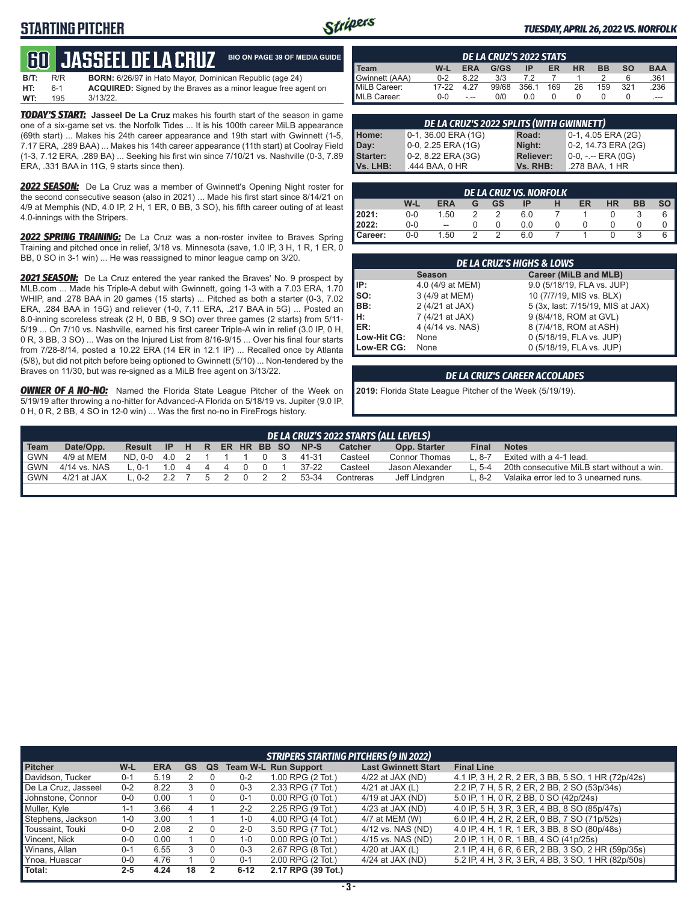# STARTING PITCHER

*TUESDAY, APRIL 26, 2022 VS. NORFOLK*

## 60 JASSEEL DE LA CRUZ

BIO ON PAGE 39 OF MEDIA GUIDE

**B/T:** R/R **BORN:** 6/26/97 in Hato Mayor, Dominican Republic (age 24)
**HT:** 6-1 **ACQUIRED:** Signed by the Braves as a minor league free agent on
**WT:** 195 3/13/22.

***TODAY'S START:*** **Jasseel De La Cruz** makes his fourth start of the season in game one of a six-game set vs. the Norfolk Tides ... It is his 100th career MiLB appearance (69th start) ... Makes his 24th career appearance and 19th start with Gwinnett (1-5, 7.17 ERA, .289 BAA) ... Makes his 14th career appearance (11th start) at Coolray Field (1-3, 7.12 ERA, .289 BA) ... Seeking his first win since 7/10/21 vs. Nashville (0-3, 7.89 ERA, .331 BAA in 11G, 9 starts since then).

***2022 SEASON:*** De La Cruz was a member of Gwinnett's Opening Night roster for the second consecutive season (also in 2021) ... Made his first start since 8/14/21 on 4/9 at Memphis (ND, 4.0 IP, 2 H, 1 ER, 0 BB, 3 SO), his fifth career outing of at least 4.0-innings with the Stripers.

***2022 SPRING TRAINING:*** De La Cruz was a non-roster invitee to Braves Spring Training and pitched once in relief, 3/18 vs. Minnesota (save, 1.0 IP, 3 H, 1 R, 1 ER, 0 BB, 0 SO in 3-1 win) ... He was reassigned to minor league camp on 3/20.

***2021 SEASON:*** De La Cruz entered the year ranked the Braves' No. 9 prospect by MLB.com ... Made his Triple-A debut with Gwinnett, going 1-3 with a 7.03 ERA, 1.70 WHIP, and .278 BAA in 20 games (15 starts) ... Pitched as both a starter (0-3, 7.02 ERA, .284 BAA in 15G) and reliever (1-0, 7.11 ERA, .217 BAA in 5G) ... Posted an 8.0-inning scoreless streak (2 H, 0 BB, 9 SO) over three games (2 starts) from 5/11-5/19 ... On 7/10 vs. Nashville, earned his first career Triple-A win in relief (3.0 IP, 0 H, 0 R, 3 BB, 3 SO) ... Was on the Injured List from 8/16-9/15 ... Over his final four starts from 7/28-8/14, posted a 10.22 ERA (14 ER in 12.1 IP) ... Recalled once by Atlanta (5/8), but did not pitch before being optioned to Gwinnett (5/10) ... Non-tendered by the Braves on 11/30, but was re-signed as a MiLB free agent on 3/13/22.

***OWNER OF A NO-NO:*** Named the Florida State League Pitcher of the Week on 5/19/19 after throwing a no-hitter for Advanced-A Florida on 5/18/19 vs. Jupiter (9.0 IP, 0 H, 0 R, 2 BB, 4 SO in 12-0 win) ... Was the first no-no in FireFrogs history.

### DE LA CRUZ'S 2022 STATS

| Team | W-L | ERA | G/GS | IP | ER | HR | BB | SO | BAA |
|---|---|---|---|---|---|---|---|---|---|
| Gwinnett (AAA) | 0-2 | 8.22 | 3/3 | 7.2 | 7 | 1 | 2 | 6 | .361 |
| MiLB Career: | 17-22 | 4.27 | 99/68 | 356.1 | 169 | 26 | 159 | 321 | .236 |
| MLB Career: | 0-0 | -.-- | 0/0 | 0.0 | 0 | 0 | 0 | 0 | .--- |

### DE LA CRUZ'S 2022 SPLITS (WITH GWINNETT)

| | | | |
|---|---|---|---|
| Home: | 0-1, 36.00 ERA (1G) | Road: | 0-1, 4.05 ERA (2G) |
| Day: | 0-0, 2.25 ERA (1G) | Night: | 0-2, 14.73 ERA (2G) |
| Starter: | 0-2, 8.22 ERA (3G) | Reliever: | 0-0, -.-- ERA (0G) |
| Vs. LHB: | .444 BAA, 0 HR | Vs. RHB: | .278 BAA, 1 HR |

### DE LA CRUZ VS. NORFOLK

| | W-L | ERA | G | GS | IP | H | ER | HR | BB | SO |
|---|---|---|---|---|---|---|---|---|---|---|
| 2021: | 0-0 | 1.50 | 2 | 2 | 6.0 | 7 | 1 | 0 | 3 | 6 |
| 2022: | 0-0 | -- | 0 | 0 | 0.0 | 0 | 0 | 0 | 0 | 0 |
| Career: | 0-0 | 1.50 | 2 | 2 | 6.0 | 7 | 1 | 0 | 3 | 6 |

### DE LA CRUZ'S HIGHS & LOWS

| | Season | Career (MiLB and MLB) |
|---|---|---|
| IP: | 4.0 (4/9 at MEM) | 9.0 (5/18/19, FLA vs. JUP) |
| SO: | 3 (4/9 at MEM) | 10 (7/7/19, MIS vs. BLX) |
| BB: | 2 (4/21 at JAX) | 5 (3x, last: 7/15/19, MIS at JAX) |
| H: | 7 (4/21 at JAX) | 9 (8/4/18, ROM at GVL) |
| ER: | 4 (4/14 vs. NAS) | 8 (7/4/18, ROM at ASH) |
| Low-Hit CG: | None | 0 (5/18/19, FLA vs. JUP) |
| Low-ER CG: | None | 0 (5/18/19, FLA vs. JUP) |

### DE LA CRUZ'S CAREER ACCOLADES

**2019:** Florida State League Pitcher of the Week (5/19/19).

### DE LA CRUZ'S 2022 STARTS (ALL LEVELS)

| Team | Date/Opp. | Result | IP | H | R | ER | HR | BB | SO | NP-S | Catcher | Opp. Starter | Final | Notes |
|---|---|---|---|---|---|---|---|---|---|---|---|---|---|---|
| GWN | 4/9 at MEM | ND, 0-0 | 4.0 | 2 | 1 | 1 | 1 | 0 | 3 | 41-31 | Casteel | Connor Thomas | L, 8-7 | Exited with a 4-1 lead. |
| GWN | 4/14 vs. NAS | L, 0-1 | 1.0 | 4 | 4 | 4 | 0 | 0 | 1 | 37-22 | Casteel | Jason Alexander | L, 5-4 | 20th consecutive MiLB start without a win. |
| GWN | 4/21 at JAX | L, 0-2 | 2.2 | 7 | 5 | 2 | 0 | 2 | 2 | 53-34 | Contreras | Jeff Lindgren | L, 8-2 | Valaika error led to 3 unearned runs. |

### STRIPERS STARTING PITCHERS (9 IN 2022)

| Pitcher | W-L | ERA | GS | QS | Team W-L | Run Support | Last Gwinnett Start | Final Line |
|---|---|---|---|---|---|---|---|---|
| Davidson, Tucker | 0-1 | 5.19 | 2 | 0 | 0-2 | 1.00 RPG (2 Tot.) | 4/22 at JAX (ND) | 4.1 IP, 3 H, 2 R, 2 ER, 3 BB, 5 SO, 1 HR (72p/42s) |
| De La Cruz, Jasseel | 0-2 | 8.22 | 3 | 0 | 0-3 | 2.33 RPG (7 Tot.) | 4/21 at JAX (L) | 2.2 IP, 7 H, 5 R, 2 ER, 2 BB, 2 SO (53p/34s) |
| Johnstone, Connor | 0-0 | 0.00 | 1 | 0 | 0-1 | 0.00 RPG (0 Tot.) | 4/19 at JAX (ND) | 5.0 IP, 1 H, 0 R, 2 BB, 0 SO (42p/24s) |
| Muller, Kyle | 1-1 | 3.66 | 4 | 1 | 2-2 | 2.25 RPG (9 Tot.) | 4/23 at JAX (ND) | 4.0 IP, 5 H, 3 R, 3 ER, 4 BB, 8 SO (85p/47s) |
| Stephens, Jackson | 1-0 | 3.00 | 1 | 1 | 1-0 | 4.00 RPG (4 Tot.) | 4/7 at MEM (W) | 6.0 IP, 4 H, 2 R, 2 ER, 0 BB, 7 SO (71p/52s) |
| Toussaint, Touki | 0-0 | 2.08 | 2 | 0 | 2-0 | 3.50 RPG (7 Tot.) | 4/12 vs. NAS (ND) | 4.0 IP, 4 H, 1 R, 1 ER, 3 BB, 8 SO (80p/48s) |
| Vincent, Nick | 0-0 | 0.00 | 1 | 0 | 1-0 | 0.00 RPG (0 Tot.) | 4/15 vs. NAS (ND) | 2.0 IP, 1 H, 0 R, 1 BB, 4 SO (41p/25s) |
| Winans, Allan | 0-1 | 6.55 | 3 | 0 | 0-3 | 2.67 RPG (8 Tot.) | 4/20 at JAX (L) | 2.1 IP, 4 H, 6 R, 6 ER, 2 BB, 3 SO, 2 HR (59p/35s) |
| Ynoa, Huascar | 0-0 | 4.76 | 1 | 0 | 0-1 | 2.00 RPG (2 Tot.) | 4/24 at JAX (ND) | 5.2 IP, 4 H, 3 R, 3 ER, 4 BB, 3 SO, 1 HR (82p/50s) |
| Total: | 2-5 | 4.24 | 18 | 2 | 6-12 | 2.17 RPG (39 Tot.) | | |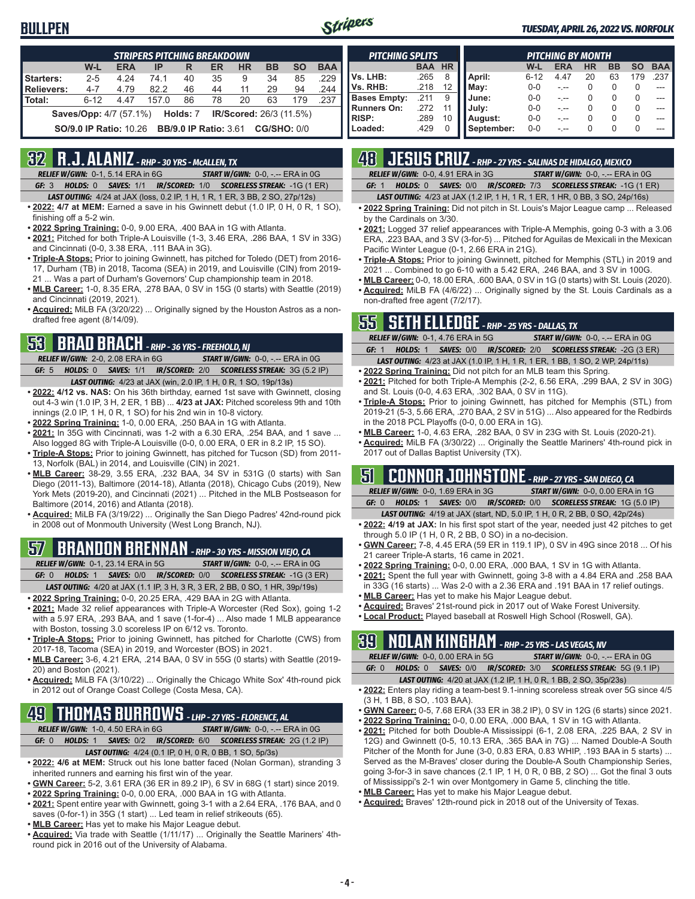# BULLPEN

*TUESDAY, APRIL 26, 2022 VS. NORFOLK*

| STRIPERS PITCHING BREAKDOWN | W-L | ERA | IP | R | ER | HR | BB | SO | BAA |
|---|---|---|---|---|---|---|---|---|---|
| Starters: | 2-5 | 4.24 | 74.1 | 40 | 35 | 9 | 34 | 85 | .229 |
| Relievers: | 4-7 | 4.79 | 82.2 | 46 | 44 | 11 | 29 | 94 | .244 |
| Total: | 6-12 | 4.47 | 157.0 | 86 | 78 | 20 | 63 | 179 | .237 |

**Saves/Opp:** 4/7 (57.1%) **Holds:** 7 **IR/Scored:** 26/3 (11.5%)

**SO/9.0 IP Ratio:** 10.26 **BB/9.0 IP Ratio:** 3.61 **CG/SHO:** 0/0

| PITCHING SPLITS | BAA | HR |
|---|---|---|
| Vs. LHB: | .265 | 8 |
| Vs. RHB: | .218 | 12 |
| Bases Empty: | .211 | 9 |
| Runners On: | .272 | 11 |
| RISP: | .289 | 10 |
| Loaded: | .429 | 0 |

| PITCHING BY MONTH | W-L | ERA | HR | BB | SO | BAA |
|---|---|---|---|---|---|---|
| April: | 6-12 | 4.47 | 20 | 63 | 179 | .237 |
| May: | 0-0 | -.-- | 0 | 0 | 0 | --- |
| June: | 0-0 | -.-- | 0 | 0 | 0 | --- |
| July: | 0-0 | -.-- | 0 | 0 | 0 | --- |
| August: | 0-0 | -.-- | 0 | 0 | 0 | --- |
| September: | 0-0 | -.-- | 0 | 0 | 0 | --- |

## 32 R.J. ALANIZ - RHP - 30 YRS - McALLEN, TX

*RELIEF W/GWN:* 0-1, 5.14 ERA in 6G *START W/GWN:* 0-0, -.-- ERA in 0G
*GF:* 3 *HOLDS:* 0 *SAVES:* 1/1 *IR/SCORED:* 1/0 *SCORELESS STREAK:* -1G (1 ER)
*LAST OUTING:* 4/24 at JAX (loss, 0.2 IP, 1 H, 1 R, 1 ER, 3 BB, 2 SO, 27p/12s)

- **2022: 4/7 at MEM:** Earned a save in his Gwinnett debut (1.0 IP, 0 H, 0 R, 1 SO), finishing off a 5-2 win.
- **2022 Spring Training:** 0-0, 9.00 ERA, .400 BAA in 1G with Atlanta.
- **2021:** Pitched for both Triple-A Louisville (1-3, 3.46 ERA, .286 BAA, 1 SV in 33G) and Cincinnati (0-0, 3.38 ERA, .111 BAA in 3G).
- **Triple-A Stops:** Prior to joining Gwinnett, has pitched for Toledo (DET) from 2016-17, Durham (TB) in 2018, Tacoma (SEA) in 2019, and Louisville (CIN) from 2019-21 ... Was a part of Durham's Governors' Cup championship team in 2018.
- **MLB Career:** 1-0, 8.35 ERA, .278 BAA, 0 SV in 15G (0 starts) with Seattle (2019) and Cincinnati (2019, 2021).
- **Acquired:** MiLB FA (3/20/22) ... Originally signed by the Houston Astros as a non-drafted free agent (8/14/09).

## 53 BRAD BRACH - RHP - 36 YRS - FREEHOLD, NJ

*RELIEF W/GWN:* 2-0, 2.08 ERA in 6G *START W/GWN:* 0-0, -.-- ERA in 0G
*GF:* 5 *HOLDS:* 0 *SAVES:* 1/1 *IR/SCORED:* 2/0 *SCORELESS STREAK:* 3G (5.2 IP)
*LAST OUTING:* 4/23 at JAX (win, 2.0 IP, 1 H, 0 R, 1 SO, 19p/13s)

- **2022: 4/12 vs. NAS:** On his 36th birthday, earned 1st save with Gwinnett, closing out 4-3 win (1.0 IP, 3 H, 2 ER, 1 BB) ... **4/23 at JAX:** Pitched scoreless 9th and 10th innings (2.0 IP, 1 H, 0 R, 1 SO) for his 2nd win in 10-8 victory.
- **2022 Spring Training:** 1-0, 0.00 ERA, .250 BAA in 1G with Atlanta.
- **2021:** In 35G with Cincinnati, was 1-2 with a 6.30 ERA, .254 BAA, and 1 save ... Also logged 8G with Triple-A Louisville (0-0, 0.00 ERA, 0 ER in 8.2 IP, 15 SO).
- **Triple-A Stops:** Prior to joining Gwinnett, has pitched for Tucson (SD) from 2011-13, Norfolk (BAL) in 2014, and Louisville (CIN) in 2021.
- **MLB Career:** 38-29, 3.55 ERA, .232 BAA, 34 SV in 531G (0 starts) with San Diego (2011-13), Baltimore (2014-18), Atlanta (2018), Chicago Cubs (2019), New York Mets (2019-20), and Cincinnati (2021) ... Pitched in the MLB Postseason for Baltimore (2014, 2016) and Atlanta (2018).
- **Acquired:** MiLB FA (3/19/22) ... Originally the San Diego Padres' 42nd-round pick in 2008 out of Monmouth University (West Long Branch, NJ).

## 57 BRANDON BRENNAN - RHP - 30 YRS - MISSION VIEJO, CA

*RELIEF W/GWN:* 0-1, 23.14 ERA in 5G *START W/GWN:* 0-0, -.-- ERA in 0G
*GF:* 0 *HOLDS:* 1 *SAVES:* 0/0 *IR/SCORED:* 0/0 *SCORELESS STREAK:* -1G (3 ER)
*LAST OUTING:* 4/20 at JAX (1.1 IP, 3 H, 3 R, 3 ER, 2 BB, 0 SO, 1 HR, 39p/19s)

- **2022 Spring Training:** 0-0, 20.25 ERA, .429 BAA in 2G with Atlanta.
- **2021:** Made 32 relief appearances with Triple-A Worcester (Red Sox), going 1-2 with a 5.97 ERA, .293 BAA, and 1 save (1-for-4) ... Also made 1 MLB appearance with Boston, tossing 3.0 scoreless IP on 6/12 vs. Toronto.
- **Triple-A Stops:** Prior to joining Gwinnett, has pitched for Charlotte (CWS) from 2017-18, Tacoma (SEA) in 2019, and Worcester (BOS) in 2021.
- **MLB Career:** 3-6, 4.21 ERA, .214 BAA, 0 SV in 55G (0 starts) with Seattle (2019-20) and Boston (2021).
- **Acquired:** MiLB FA (3/10/22) ... Originally the Chicago White Sox' 4th-round pick in 2012 out of Orange Coast College (Costa Mesa, CA).

## 49 THOMAS BURROWS - LHP - 27 YRS - FLORENCE, AL

*RELIEF W/GWN:* 1-0, 4.50 ERA in 6G *START W/GWN:* 0-0, -.-- ERA in 0G
*GF:* 0 *HOLDS:* 1 *SAVES:* 0/2 *IR/SCORED:* 6/0 *SCORELESS STREAK:* 2G (1.2 IP)
*LAST OUTING:* 4/24 (0.1 IP, 0 H, 0 R, 0 BB, 1 SO, 5p/3s)

- **2022: 4/6 at MEM:** Struck out his lone batter faced (Nolan Gorman), stranding 3 inherited runners and earning his first win of the year.
- **GWN Career:** 5-2, 3.61 ERA (36 ER in 89.2 IP), 6 SV in 68G (1 start) since 2019.
- **2022 Spring Training:** 0-0, 0.00 ERA, .000 BAA in 1G with Atlanta.
- **2021:** Spent entire year with Gwinnett, going 3-1 with a 2.64 ERA, .176 BAA, and 0 saves (0-for-1) in 35G (1 start) ... Led team in relief strikeouts (65).
- **MLB Career:** Has yet to make his Major League debut.
- **Acquired:** Via trade with Seattle (1/11/17) ... Originally the Seattle Mariners' 4th-round pick in 2016 out of the University of Alabama.

## 48 JESUS CRUZ - RHP - 27 YRS - SALINAS DE HIDALGO, MEXICO

*RELIEF W/GWN:* 0-0, 4.91 ERA in 3G *START W/GWN:* 0-0, -.-- ERA in 0G
*GF:* 1 *HOLDS:* 0 *SAVES:* 0/0 *IR/SCORED:* 7/3 *SCORELESS STREAK:* -1G (1 ER)
*LAST OUTING:* 4/23 at JAX (1.2 IP, 1 H, 1 R, 1 ER, 1 HR, 0 BB, 3 SO, 24p/16s)

- **2022 Spring Training:** Did not pitch in St. Louis's Major League camp ... Released by the Cardinals on 3/30.
- **2021:** Logged 37 relief appearances with Triple-A Memphis, going 0-3 with a 3.06 ERA, .223 BAA, and 3 SV (3-for-5) ... Pitched for Aguilas de Mexicali in the Mexican Pacific Winter League (0-1, 2.66 ERA in 21G).
- **Triple-A Stops:** Prior to joining Gwinnett, pitched for Memphis (STL) in 2019 and 2021 ... Combined to go 6-10 with a 5.42 ERA, .246 BAA, and 3 SV in 100G.
- **MLB Career:** 0-0, 18.00 ERA, .600 BAA, 0 SV in 1G (0 starts) with St. Louis (2020).
- **Acquired:** MiLB FA (4/6/22) ... Originally signed by the St. Louis Cardinals as a non-drafted free agent (7/2/17).

## 55 SETH ELLEDGE - RHP - 25 YRS - DALLAS, TX

*RELIEF W/GWN:* 0-1, 4.76 ERA in 5G *START W/GWN:* 0-0, -.-- ERA in 0G
*GF:* 1 *HOLDS:* 1 *SAVES:* 0/0 *IR/SCORED:* 2/0 *SCORELESS STREAK:* -2G (3 ER)
*LAST OUTING:* 4/23 at JAX (1.0 IP, 1 H, 1 R, 1 ER, 1 BB, 1 SO, 2 WP, 24p/11s)

- **2022 Spring Training:** Did not pitch for an MLB team this Spring.
- **2021:** Pitched for both Triple-A Memphis (2-2, 6.56 ERA, .299 BAA, 2 SV in 30G) and St. Louis (0-0, 4.63 ERA, .302 BAA, 0 SV in 11G).
- **Triple-A Stops:** Prior to joining Gwinnett, has pitched for Memphis (STL) from 2019-21 (5-3, 5.66 ERA, .270 BAA, 2 SV in 51G) ... Also appeared for the Redbirds in the 2018 PCL Playoffs (0-0, 0.00 ERA in 1G).
- **MLB Career:** 1-0, 4.63 ERA, .282 BAA, 0 SV in 23G with St. Louis (2020-21).
- **Acquired:** MiLB FA (3/30/22) ... Originally the Seattle Mariners' 4th-round pick in 2017 out of Dallas Baptist University (TX).

## 51 CONNOR JOHNSTONE - RHP - 27 YRS - SAN DIEGO, CA

*RELIEF W/GWN:* 0-0, 1.69 ERA in 3G *START W/GWN:* 0-0, 0.00 ERA in 1G
*GF:* 0 *HOLDS:* 1 *SAVES:* 0/0 *IR/SCORED:* 0/0 *SCORELESS STREAK:* 1G (5.0 IP)
*LAST OUTING:* 4/19 at JAX (start, ND, 5.0 IP, 1 H, 0 R, 2 BB, 0 SO, 42p/24s)

- **2022: 4/19 at JAX:** In his first spot start of the year, needed just 42 pitches to get through 5.0 IP (1 H, 0 R, 2 BB, 0 SO) in a no-decision.
- **GWN Career:** 7-8, 4.45 ERA (59 ER in 119.1 IP), 0 SV in 49G since 2018 ... Of his 21 career Triple-A starts, 16 came in 2021.
- **2022 Spring Training:** 0-0, 0.00 ERA, .000 BAA, 1 SV in 1G with Atlanta.
- **2021:** Spent the full year with Gwinnett, going 3-8 with a 4.84 ERA and .258 BAA in 33G (16 starts) ... Was 2-0 with a 2.36 ERA and .191 BAA in 17 relief outings.
- **MLB Career:** Has yet to make his Major League debut.
- **Acquired:** Braves' 21st-round pick in 2017 out of Wake Forest University.
- **Local Product:** Played baseball at Roswell High School (Roswell, GA).

## 39 NOLAN KINGHAM - RHP - 25 YRS - LAS VEGAS, NV

*RELIEF W/GWN:* 0-0, 0.00 ERA in 5G *START W/GWN:* 0-0, -.-- ERA in 0G
*GF:* 0 *HOLDS:* 0 *SAVES:* 0/0 *IR/SCORED:* 3/0 *SCORELESS STREAK:* 5G (9.1 IP)
*LAST OUTING:* 4/20 at JAX (1.2 IP, 1 H, 0 R, 1 BB, 2 SO, 35p/23s)

- **2022:** Enters play riding a team-best 9.1-inning scoreless streak over 5G since 4/5 (3 H, 1 BB, 8 SO, .103 BAA).
- **GWN Career:** 0-5, 7.68 ERA (33 ER in 38.2 IP), 0 SV in 12G (6 starts) since 2021.
- **2022 Spring Training:** 0-0, 0.00 ERA, .000 BAA, 1 SV in 1G with Atlanta.
- **2021:** Pitched for both Double-A Mississippi (6-1, 2.08 ERA, .225 BAA, 2 SV in 12G) and Gwinnett (0-5, 10.13 ERA, .365 BAA in 7G) ... Named Double-A South Pitcher of the Month for June (3-0, 0.83 ERA, 0.83 WHIP, .193 BAA in 5 starts) ... Served as the M-Braves' closer during the Double-A South Championship Series, going 3-for-3 in save chances (2.1 IP, 1 H, 0 R, 0 BB, 2 SO) ... Got the final 3 outs of Mississippi's 2-1 win over Montgomery in Game 5, clinching the title.
- **MLB Career:** Has yet to make his Major League debut.
- **Acquired:** Braves' 12th-round pick in 2018 out of the University of Texas.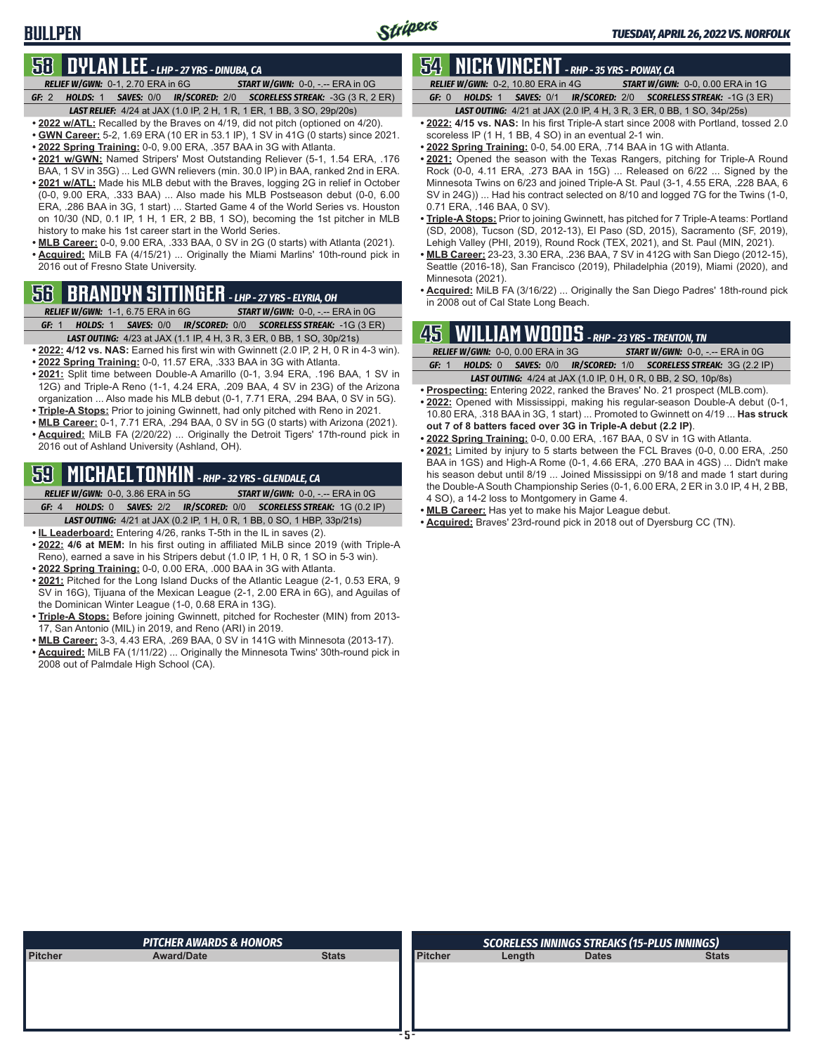# BULLPEN

## 58 DYLAN LEE - LHP - 27 YRS - DINUBA, CA

*RELIEF W/GWN:* 0-1, 2.70 ERA in 6G *START W/GWN:* 0-0, -.-- ERA in 0G
*GF:* 2 *HOLDS:* 1 *SAVES:* 0/0 *IR/SCORED:* 2/0 *SCORELESS STREAK:* -3G (3 R, 2 ER)
*LAST RELIEF:* 4/24 at JAX (1.0 IP, 2 H, 1 R, 1 ER, 1 BB, 3 SO, 29p/20s)

- **2022 w/ATL:** Recalled by the Braves on 4/19, did not pitch (optioned on 4/20).
- **GWN Career:** 5-2, 1.69 ERA (10 ER in 53.1 IP), 1 SV in 41G (0 starts) since 2021.
- **2022 Spring Training:** 0-0, 9.00 ERA, .357 BAA in 3G with Atlanta.
- **2021 w/GWN:** Named Stripers' Most Outstanding Reliever (5-1, 1.54 ERA, .176 BAA, 1 SV in 35G) ... Led GWN relievers (min. 30.0 IP) in BAA, ranked 2nd in ERA.
- **2021 w/ATL:** Made his MLB debut with the Braves, logging 2G in relief in October (0-0, 9.00 ERA, .333 BAA) ... Also made his MLB Postseason debut (0-0, 6.00 ERA, .286 BAA in 3G, 1 start) ... Started Game 4 of the World Series vs. Houston on 10/30 (ND, 0.1 IP, 1 H, 1 ER, 2 BB, 1 SO), becoming the 1st pitcher in MLB history to make his 1st career start in the World Series.
- **MLB Career:** 0-0, 9.00 ERA, .333 BAA, 0 SV in 2G (0 starts) with Atlanta (2021).
- **Acquired:** MiLB FA (4/15/21) ... Originally the Miami Marlins' 10th-round pick in 2016 out of Fresno State University.

## 56 BRANDYN SITTINGER - LHP - 27 YRS - ELYRIA, OH

*RELIEF W/GWN:* 1-1, 6.75 ERA in 6G *START W/GWN:* 0-0, -.-- ERA in 0G
*GF:* 1 *HOLDS:* 1 *SAVES:* 0/0 *IR/SCORED:* 0/0 *SCORELESS STREAK:* -1G (3 ER)
*LAST OUTING:* 4/23 at JAX (1.1 IP, 4 H, 3 R, 3 ER, 0 BB, 1 SO, 30p/21s)

- **2022: 4/12 vs. NAS:** Earned his first win with Gwinnett (2.0 IP, 2 H, 0 R in 4-3 win).
- **2022 Spring Training:** 0-0, 11.57 ERA, .333 BAA in 3G with Atlanta.
- **2021:** Split time between Double-A Amarillo (0-1, 3.94 ERA, .196 BAA, 1 SV in 12G) and Triple-A Reno (1-1, 4.24 ERA, .209 BAA, 4 SV in 23G) of the Arizona organization ... Also made his MLB debut (0-1, 7.71 ERA, .294 BAA, 0 SV in 5G).
- **Triple-A Stops:** Prior to joining Gwinnett, had only pitched with Reno in 2021.
- **MLB Career:** 0-1, 7.71 ERA, .294 BAA, 0 SV in 5G (0 starts) with Arizona (2021).
- **Acquired:** MiLB FA (2/20/22) ... Originally the Detroit Tigers' 17th-round pick in 2016 out of Ashland University (Ashland, OH).

## 59 MICHAEL TONKIN - RHP - 32 YRS - GLENDALE, CA

*RELIEF W/GWN:* 0-0, 3.86 ERA in 5G *START W/GWN:* 0-0, -.-- ERA in 0G
*GF:* 4 *HOLDS:* 0 *SAVES:* 2/2 *IR/SCORED:* 0/0 *SCORELESS STREAK:* 1G (0.2 IP)
*LAST OUTING:* 4/21 at JAX (0.2 IP, 1 H, 0 R, 1 BB, 0 SO, 1 HBP, 33p/21s)

- **IL Leaderboard:** Entering 4/26, ranks T-5th in the IL in saves (2).
- **2022: 4/6 at MEM:** In his first outing in affiliated MiLB since 2019 (with Triple-A Reno), earned a save in his Stripers debut (1.0 IP, 1 H, 0 R, 1 SO in 5-3 win).
- **2022 Spring Training:** 0-0, 0.00 ERA, .000 BAA in 3G with Atlanta.
- **2021:** Pitched for the Long Island Ducks of the Atlantic League (2-1, 0.53 ERA, 9 SV in 16G), Tijuana of the Mexican League (2-1, 2.00 ERA in 6G), and Aguilas of the Dominican Winter League (1-0, 0.68 ERA in 13G).
- **Triple-A Stops:** Before joining Gwinnett, pitched for Rochester (MIN) from 2013-17, San Antonio (MIL) in 2019, and Reno (ARI) in 2019.
- **MLB Career:** 3-3, 4.43 ERA, .269 BAA, 0 SV in 141G with Minnesota (2013-17).
- **Acquired:** MiLB FA (1/11/22) ... Originally the Minnesota Twins' 30th-round pick in 2008 out of Palmdale High School (CA).

## 54 NICK VINCENT - RHP - 35 YRS - POWAY, CA

*RELIEF W/GWN:* 0-2, 10.80 ERA in 4G *START W/GWN:* 0-0, 0.00 ERA in 1G
*GF:* 0 *HOLDS:* 1 *SAVES:* 0/1 *IR/SCORED:* 2/0 *SCORELESS STREAK:* -1G (3 ER)
*LAST OUTING:* 4/21 at JAX (2.0 IP, 4 H, 3 R, 3 ER, 0 BB, 1 SO, 34p/25s)

- **2022: 4/15 vs. NAS:** In his first Triple-A start since 2008 with Portland, tossed 2.0 scoreless IP (1 H, 1 BB, 4 SO) in an eventual 2-1 win.
- **2022 Spring Training:** 0-0, 54.00 ERA, .714 BAA in 1G with Atlanta.
- **2021:** Opened the season with the Texas Rangers, pitching for Triple-A Round Rock (0-0, 4.11 ERA, .273 BAA in 15G) ... Released on 6/22 ... Signed by the Minnesota Twins on 6/23 and joined Triple-A St. Paul (3-1, 4.55 ERA, .228 BAA, 6 SV in 24G)) ... Had his contract selected on 8/10 and logged 7G for the Twins (1-0, 0.71 ERA, .146 BAA, 0 SV).
- **Triple-A Stops:** Prior to joining Gwinnett, has pitched for 7 Triple-A teams: Portland (SD, 2008), Tucson (SD, 2012-13), El Paso (SD, 2015), Sacramento (SF, 2019), Lehigh Valley (PHI, 2019), Round Rock (TEX, 2021), and St. Paul (MIN, 2021).
- **MLB Career:** 23-23, 3.30 ERA, .236 BAA, 7 SV in 412G with San Diego (2012-15), Seattle (2016-18), San Francisco (2019), Philadelphia (2019), Miami (2020), and Minnesota (2021).
- **Acquired:** MiLB FA (3/16/22) ... Originally the San Diego Padres' 18th-round pick in 2008 out of Cal State Long Beach.

## 45 WILLIAM WOODS - RHP - 23 YRS - TRENTON, TN

*RELIEF W/GWN:* 0-0, 0.00 ERA in 3G *START W/GWN:* 0-0, -.-- ERA in 0G
*GF:* 1 *HOLDS:* 0 *SAVES:* 0/0 *IR/SCORED:* 1/0 *SCORELESS STREAK:* 3G (2.2 IP)
*LAST OUTING:* 4/24 at JAX (1.0 IP, 0 H, 0 R, 0 BB, 2 SO, 10p/8s)

- **Prospecting:** Entering 2022, ranked the Braves' No. 21 prospect (MLB.com).
- **2022:** Opened with Mississippi, making his regular-season Double-A debut (0-1, 10.80 ERA, .318 BAA in 3G, 1 start) ... Promoted to Gwinnett on 4/19 ... **Has struck out 7 of 8 batters faced over 3G in Triple-A debut (2.2 IP)**.
- **2022 Spring Training:** 0-0, 0.00 ERA, .167 BAA, 0 SV in 1G with Atlanta.
- **2021:** Limited by injury to 5 starts between the FCL Braves (0-0, 0.00 ERA, .250 BAA in 1GS) and High-A Rome (0-1, 4.66 ERA, .270 BAA in 4GS) ... Didn't make his season debut until 8/19 ... Joined Mississippi on 9/18 and made 1 start during the Double-A South Championship Series (0-1, 6.00 ERA, 2 ER in 3.0 IP, 4 H, 2 BB, 4 SO), a 14-2 loss to Montgomery in Game 4.
- **MLB Career:** Has yet to make his Major League debut.
- **Acquired:** Braves' 23rd-round pick in 2018 out of Dyersburg CC (TN).

### PITCHER AWARDS & HONORS

| Pitcher | Award/Date | Stats |
|---|---|---|
| | | |

### SCORELESS INNINGS STREAKS (15-PLUS INNINGS)

| Pitcher | Length | Dates | Stats |
|---|---|---|---|
| | | | |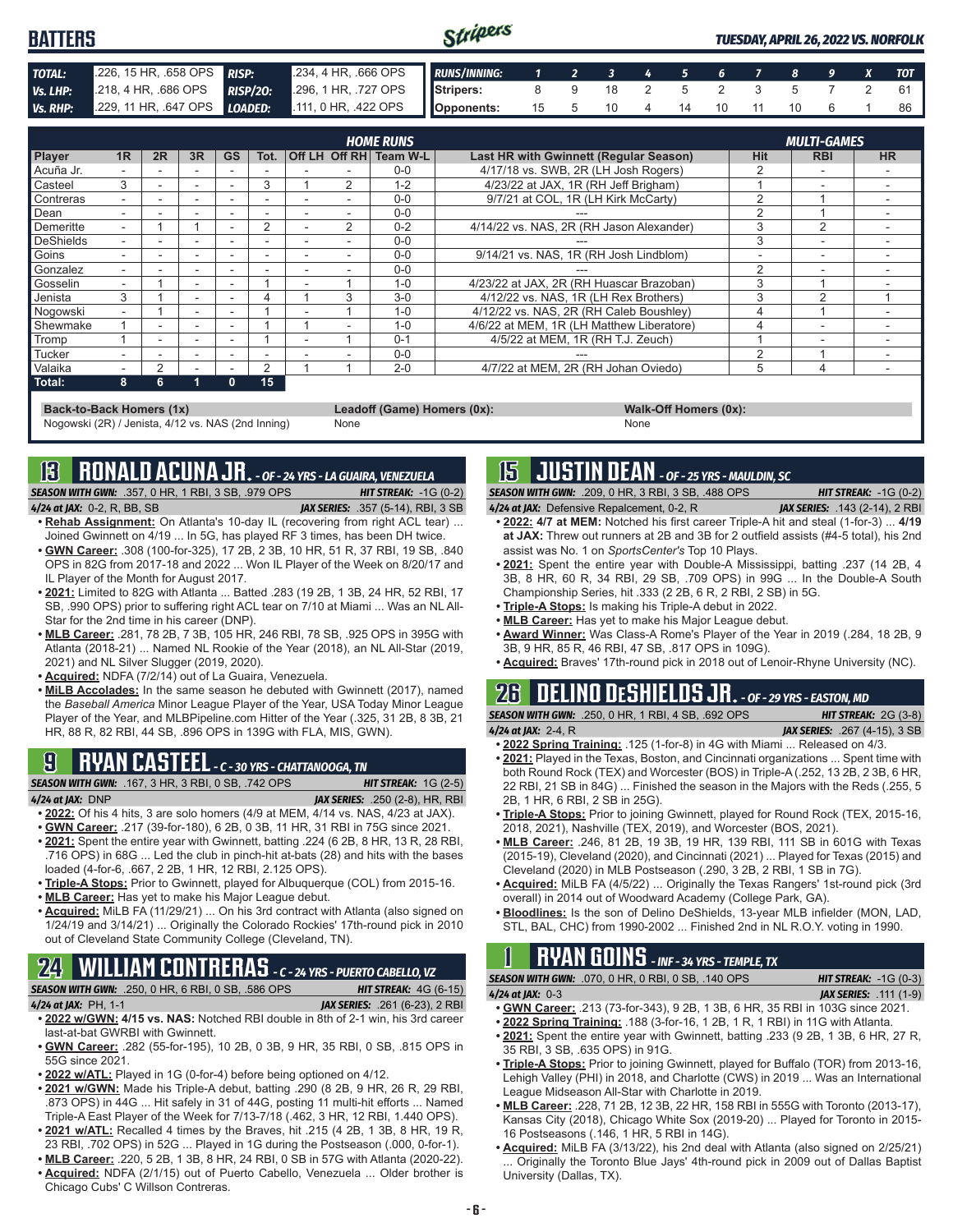## BATTERS

*TUESDAY, APRIL 26, 2022 VS. NORFOLK*

| | | | |
|---|---|---|---|
| **TOTAL:** | .226, 15 HR, .658 OPS | **RISP:** | .234, 4 HR, .666 OPS |
| **Vs. LHP:** | .218, 4 HR, .686 OPS | **RISP/2O:** | .296, 1 HR, .727 OPS |
| **Vs. RHP:** | .229, 11 HR, .647 OPS | **LOADED:** | .111, 0 HR, .422 OPS |

| RUNS/INNING: | 1 | 2 | 3 | 4 | 5 | 6 | 7 | 8 | 9 | X | TOT |
|---|---|---|---|---|---|---|---|---|---|---|---|
| Stripers: | 8 | 9 | 18 | 2 | 5 | 2 | 3 | 5 | 7 | 2 | 61 |
| Opponents: | 15 | 5 | 10 | 4 | 14 | 10 | 11 | 10 | 6 | 1 | 86 |

| Player | 1R | 2R | 3R | GS | Tot. | Off LH | Off RH | Team W-L | Last HR with Gwinnett (Regular Season) | Hit | RBI | HR |
|---|---|---|---|---|---|---|---|---|---|---|---|---|
| | | | | | **HOME RUNS** | | | | | **MULTI-GAMES** | | |
| Acuña Jr. | - | - | - | - | - | - | - | 0-0 | 4/17/18 vs. SWB, 2R (LH Josh Rogers) | 2 | - | - |
| Casteel | 3 | - | - | - | 3 | 1 | 2 | 1-2 | 4/23/22 at JAX, 1R (RH Jeff Brigham) | 1 | - | - |
| Contreras | - | - | - | - | - | - | - | 0-0 | 9/7/21 at COL, 1R (LH Kirk McCarty) | 2 | 1 | - |
| Dean | - | - | - | - | - | - | - | 0-0 | --- | 2 | 1 | - |
| Demeritte | - | 1 | 1 | - | 2 | - | 2 | 0-2 | 4/14/22 vs. NAS, 2R (RH Jason Alexander) | 3 | 2 | - |
| DeShields | - | - | - | - | - | - | - | 0-0 | --- | 3 | - | - |
| Goins | - | - | - | - | - | - | - | 0-0 | 9/14/21 vs. NAS, 1R (RH Josh Lindblom) | - | - | - |
| Gonzalez | - | - | - | - | - | - | - | 0-0 | --- | 2 | - | - |
| Gosselin | - | 1 | - | - | 1 | - | 1 | 1-0 | 4/23/22 at JAX, 2R (RH Huascar Brazoban) | 3 | 1 | - |
| Jenista | 3 | 1 | - | - | 4 | 1 | 3 | 3-0 | 4/12/22 vs. NAS, 1R (LH Rex Brothers) | 3 | 2 | 1 |
| Nogowski | - | 1 | - | - | 1 | - | 1 | 1-0 | 4/12/22 vs. NAS, 2R (RH Caleb Boushley) | 4 | 1 | - |
| Shewmake | 1 | - | - | - | 1 | 1 | - | 1-0 | 4/6/22 at MEM, 1R (LH Matthew Liberatore) | 4 | - | - |
| Tromp | 1 | - | - | - | 1 | - | 1 | 0-1 | 4/5/22 at MEM, 1R (RH T.J. Zeuch) | 1 | - | - |
| Tucker | - | - | - | - | - | - | - | 0-0 | --- | 2 | 1 | - |
| Valaika | - | 2 | - | - | 2 | 1 | 1 | 2-0 | 4/7/22 at MEM, 2R (RH Johan Oviedo) | 5 | 4 | - |
| **Total:** | **8** | **6** | **1** | **0** | **15** | | | | | | | |

**Back-to-Back Homers (1x)**
Nogowski (2R) / Jenista, 4/12 vs. NAS (2nd Inning)

**Leadoff (Game) Homers (0x):**
None

**Walk-Off Homers (0x):**
None

## 13 RONALD ACUNA JR. - OF - 24 YRS - LA GUAIRA, VENEZUELA

**SEASON WITH GWN:** .357, 0 HR, 1 RBI, 3 SB, .979 OPS — **HIT STREAK:** -1G (0-2)
**4/24 at JAX:** 0-2, R, BB, SB — **JAX SERIES:** .357 (5-14), RBI, 3 SB

- **Rehab Assignment:** On Atlanta's 10-day IL (recovering from right ACL tear) ... Joined Gwinnett on 4/19 ... In 5G, has played RF 3 times, has been DH twice.
- **GWN Career:** .308 (100-for-325), 17 2B, 2 3B, 10 HR, 51 R, 37 RBI, 19 SB, .840 OPS in 82G from 2017-18 and 2022 ... Won IL Player of the Week on 8/20/17 and IL Player of the Month for August 2017.
- **2021:** Limited to 82G with Atlanta ... Batted .283 (19 2B, 1 3B, 24 HR, 52 RBI, 17 SB, .990 OPS) prior to suffering right ACL tear on 7/10 at Miami ... Was an NL All-Star for the 2nd time in his career (DNP).
- **MLB Career:** .281, 78 2B, 7 3B, 105 HR, 246 RBI, 78 SB, .925 OPS in 395G with Atlanta (2018-21) ... Named NL Rookie of the Year (2018), an NL All-Star (2019, 2021) and NL Silver Slugger (2019, 2020).
- **Acquired:** NDFA (7/2/14) out of La Guaira, Venezuela.
- **MiLB Accolades:** In the same season he debuted with Gwinnett (2017), named the *Baseball America* Minor League Player of the Year, USA Today Minor League Player of the Year, and MLBPipeline.com Hitter of the Year (.325, 31 2B, 8 3B, 21 HR, 88 R, 82 RBI, 44 SB, .896 OPS in 139G with FLA, MIS, GWN).

## 9 RYAN CASTEEL - C - 30 YRS - CHATTANOOGA, TN

**SEASON WITH GWN:** .167, 3 HR, 3 RBI, 0 SB, .742 OPS — **HIT STREAK:** 1G (2-5)
**4/24 at JAX:** DNP — **JAX SERIES:** .250 (2-8), HR, RBI

- **2022:** Of his 4 hits, 3 are solo homers (4/9 at MEM, 4/14 vs. NAS, 4/23 at JAX).
- **GWN Career:** .217 (39-for-180), 6 2B, 0 3B, 11 HR, 31 RBI in 75G since 2021.
- **2021:** Spent the entire year with Gwinnett, batting .224 (6 2B, 8 HR, 13 R, 28 RBI, .716 OPS) in 68G ... Led the club in pinch-hit at-bats (28) and hits with the bases loaded (4-for-6, .667, 2 2B, 1 HR, 12 RBI, 2.125 OPS).
- **Triple-A Stops:** Prior to Gwinnett, played for Albuquerque (COL) from 2015-16.
- **MLB Career:** Has yet to make his Major League debut.
- **Acquired:** MiLB FA (11/29/21) ... On his 3rd contract with Atlanta (also signed on 1/24/19 and 3/14/21) ... Originally the Colorado Rockies' 17th-round pick in 2010 out of Cleveland State Community College (Cleveland, TN).

## 24 WILLIAM CONTRERAS - C - 24 YRS - PUERTO CABELLO, VZ

**SEASON WITH GWN:** .250, 0 HR, 6 RBI, 0 SB, .586 OPS — **HIT STREAK:** 4G (6-15)
**4/24 at JAX:** PH, 1-1 — **JAX SERIES:** .261 (6-23), 2 RBI

- **2022 w/GWN: 4/15 vs. NAS:** Notched RBI double in 8th of 2-1 win, his 3rd career last-at-bat GWRBI with Gwinnett.
- **GWN Career:** .282 (55-for-195), 10 2B, 0 3B, 9 HR, 35 RBI, 0 SB, .815 OPS in 55G since 2021.
- **2022 w/ATL:** Played in 1G (0-for-4) before being optioned on 4/12.
- **2021 w/GWN:** Made his Triple-A debut, batting .290 (8 2B, 9 HR, 26 R, 29 RBI, .873 OPS) in 44G ... Hit safely in 31 of 44G, posting 11 multi-hit efforts ... Named Triple-A East Player of the Week for 7/13-7/18 (.462, 3 HR, 12 RBI, 1.440 OPS).
- **2021 w/ATL:** Recalled 4 times by the Braves, hit .215 (4 2B, 1 3B, 8 HR, 19 R, 23 RBI, .702 OPS) in 52G ... Played in 1G during the Postseason (.000, 0-for-1).
- **MLB Career:** .220, 5 2B, 1 3B, 8 HR, 24 RBI, 0 SB in 57G with Atlanta (2020-22).
- **Acquired:** NDFA (2/1/15) out of Puerto Cabello, Venezuela ... Older brother is Chicago Cubs' C Willson Contreras.

## 15 JUSTIN DEAN - OF - 25 YRS - MAULDIN, SC

**SEASON WITH GWN:** .209, 0 HR, 3 RBI, 3 SB, .488 OPS — **HIT STREAK:** -1G (0-2)
**4/24 at JAX:** Defensive Repalcement, 0-2, R — **JAX SERIES:** .143 (2-14), 2 RBI

- **2022: 4/7 at MEM:** Notched his first career Triple-A hit and steal (1-for-3) ... **4/19 at JAX:** Threw out runners at 2B and 3B for 2 outfield assists (#4-5 total), his 2nd assist was No. 1 on *SportsCenter's* Top 10 Plays.
- **2021:** Spent the entire year with Double-A Mississippi, batting .237 (14 2B, 4 3B, 8 HR, 60 R, 34 RBI, 29 SB, .709 OPS) in 99G ... In the Double-A South Championship Series, hit .333 (2 2B, 6 R, 2 RBI, 2 SB) in 5G.
- **Triple-A Stops:** Is making his Triple-A debut in 2022.
- **MLB Career:** Has yet to make his Major League debut.
- **Award Winner:** Was Class-A Rome's Player of the Year in 2019 (.284, 18 2B, 9 3B, 9 HR, 85 R, 46 RBI, 47 SB, .817 OPS in 109G).
- **Acquired:** Braves' 17th-round pick in 2018 out of Lenoir-Rhyne University (NC).

## 26 DELINO DeSHIELDS JR. - OF - 29 YRS - EASTON, MD

**SEASON WITH GWN:** .250, 0 HR, 1 RBI, 4 SB, .692 OPS — **HIT STREAK:** 2G (3-8)
**4/24 at JAX:** 2-4, R — **JAX SERIES:** .267 (4-15), 3 SB

- **2022 Spring Training:** .125 (1-for-8) in 4G with Miami ... Released on 4/3.
- **2021:** Played in the Texas, Boston, and Cincinnati organizations ... Spent time with both Round Rock (TEX) and Worcester (BOS) in Triple-A (.252, 13 2B, 2 3B, 6 HR, 22 RBI, 21 SB in 84G) ... Finished the season in the Majors with the Reds (.255, 5 2B, 1 HR, 6 RBI, 2 SB in 25G).
- **Triple-A Stops:** Prior to joining Gwinnett, played for Round Rock (TEX, 2015-16, 2018, 2021), Nashville (TEX, 2019), and Worcester (BOS, 2021).
- **MLB Career:** .246, 81 2B, 19 3B, 19 HR, 139 RBI, 111 SB in 601G with Texas (2015-19), Cleveland (2020), and Cincinnati (2021) ... Played for Texas (2015) and Cleveland (2020) in MLB Postseason (.290, 3 2B, 2 RBI, 1 SB in 7G).
- **Acquired:** MiLB FA (4/5/22) ... Originally the Texas Rangers' 1st-round pick (3rd overall) in 2014 out of Woodward Academy (College Park, GA).
- **Bloodlines:** Is the son of Delino DeShields, 13-year MLB infielder (MON, LAD, STL, BAL, CHC) from 1990-2002 ... Finished 2nd in NL R.O.Y. voting in 1990.

## 1 RYAN GOINS - INF - 34 YRS - TEMPLE, TX

**SEASON WITH GWN:** .070, 0 HR, 0 RBI, 0 SB, .140 OPS — **HIT STREAK:** -1G (0-3)
**4/24 at JAX:** 0-3 — **JAX SERIES:** .111 (1-9)

- **GWN Career:** .213 (73-for-343), 9 2B, 1 3B, 6 HR, 35 RBI in 103G since 2021.
- **2022 Spring Training:** .188 (3-for-16, 1 2B, 1 R, 1 RBI) in 11G with Atlanta.
- **2021:** Spent the entire year with Gwinnett, batting .233 (9 2B, 1 3B, 6 HR, 27 R, 35 RBI, 3 SB, .635 OPS) in 91G.
- **Triple-A Stops:** Prior to joining Gwinnett, played for Buffalo (TOR) from 2013-16, Lehigh Valley (PHI) in 2018, and Charlotte (CWS) in 2019 ... Was an International League Midseason All-Star with Charlotte in 2019.
- **MLB Career:** .228, 71 2B, 12 3B, 22 HR, 158 RBI in 555G with Toronto (2013-17), Kansas City (2018), Chicago White Sox (2019-20) ... Played for Toronto in 2015-16 Postseasons (.146, 1 HR, 5 RBI in 14G).
- **Acquired:** MiLB FA (3/13/22), his 2nd deal with Atlanta (also signed on 2/25/21) ... Originally the Toronto Blue Jays' 4th-round pick in 2009 out of Dallas Baptist University (Dallas, TX).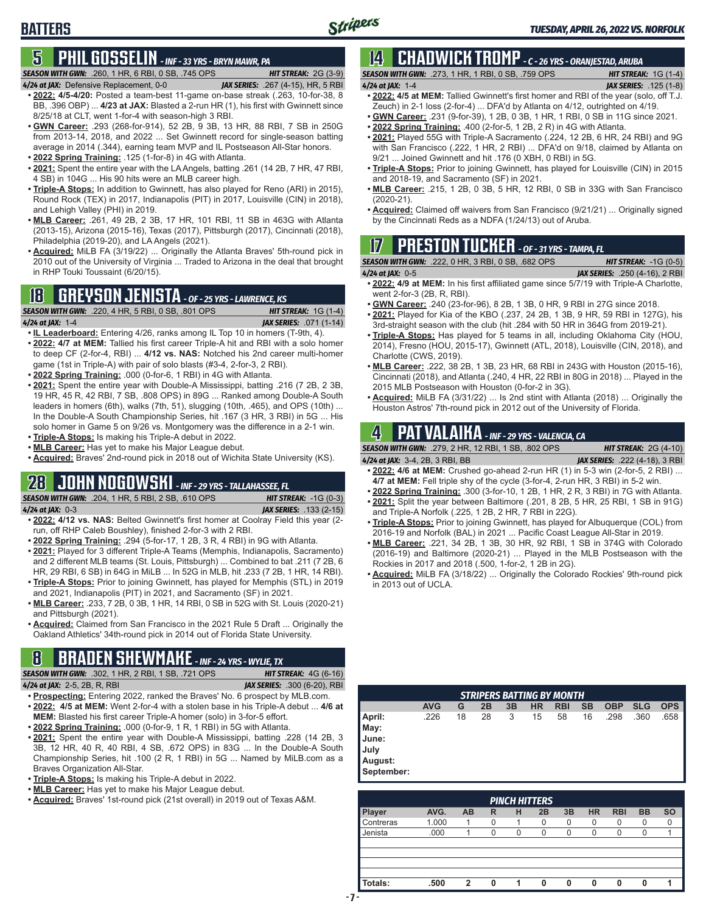# BATTERS

## 5 PHIL GOSSELIN - INF - 33 YRS - BRYN MAWR, PA

**SEASON WITH GWN:** .260, 1 HR, 6 RBI, 0 SB, .745 OPS — **HIT STREAK:** 2G (3-9)
**4/24 at JAX:** Defensive Replacement, 0-0 — **JAX SERIES:** .267 (4-15), HR, 5 RBI

- **2022:** **4/5-4/20:** Posted a team-best 11-game on-base streak (.263, 10-for-38, 8 BB, .396 OBP) ... **4/23 at JAX:** Blasted a 2-run HR (1), his first with Gwinnett since 8/25/18 at CLT, went 1-for-4 with season-high 3 RBI.
- **GWN Career:** .293 (268-for-914), 52 2B, 9 3B, 13 HR, 88 RBI, 7 SB in 250G from 2013-14, 2018, and 2022 ... Set Gwinnett record for single-season batting average in 2014 (.344), earning team MVP and IL Postseason All-Star honors.
- **2022 Spring Training:** .125 (1-for-8) in 4G with Atlanta.
- **2021:** Spent the entire year with the LA Angels, batting .261 (14 2B, 7 HR, 47 RBI, 4 SB) in 104G ... His 90 hits were an MLB career high.
- **Triple-A Stops:** In addition to Gwinnett, has also played for Reno (ARI) in 2015), Round Rock (TEX) in 2017, Indianapolis (PIT) in 2017, Louisville (CIN) in 2018), and Lehigh Valley (PHI) in 2019.
- **MLB Career:** .261, 49 2B, 2 3B, 17 HR, 101 RBI, 11 SB in 463G with Atlanta (2013-15), Arizona (2015-16), Texas (2017), Pittsburgh (2017), Cincinnati (2018), Philadelphia (2019-20), and LA Angels (2021).
- **Acquired:** MiLB FA (3/19/22) ... Originally the Atlanta Braves' 5th-round pick in 2010 out of the University of Virginia ... Traded to Arizona in the deal that brought in RHP Touki Toussaint (6/20/15).

## 18 GREYSON JENISTA - OF - 25 YRS - LAWRENCE, KS

**SEASON WITH GWN:** .220, 4 HR, 5 RBI, 0 SB, .801 OPS — **HIT STREAK:** 1G (1-4)
**4/24 at JAX:** 1-4 — **JAX SERIES:** .071 (1-14)

- **IL Leaderboard:** Entering 4/26, ranks among IL Top 10 in homers (T-9th, 4).
- **2022:** **4/7 at MEM:** Tallied his first career Triple-A hit and RBI with a solo homer to deep CF (2-for-4, RBI) ... **4/12 vs. NAS:** Notched his 2nd career multi-homer game (1st in Triple-A) with pair of solo blasts (#3-4, 2-for-3, 2 RBI).
- **2022 Spring Training:** .000 (0-for-6, 1 RBI) in 4G with Atlanta.
- **2021:** Spent the entire year with Double-A Mississippi, batting .216 (7 2B, 2 3B, 19 HR, 45 R, 42 RBI, 7 SB, .808 OPS) in 89G ... Ranked among Double-A South leaders in homers (6th), walks (7th, 51), slugging (10th, .465), and OPS (10th) ... In the Double-A South Championship Series, hit .167 (3 HR, 3 RBI) in 5G ... His solo homer in Game 5 on 9/26 vs. Montgomery was the difference in a 2-1 win.
- **Triple-A Stops:** Is making his Triple-A debut in 2022.
- **MLB Career:** Has yet to make his Major League debut.
- **Acquired:** Braves' 2nd-round pick in 2018 out of Wichita State University (KS).

## 28 JOHN NOGOWSKI - INF - 29 YRS - TALLAHASSEE, FL

**SEASON WITH GWN:** .204, 1 HR, 5 RBI, 2 SB, .610 OPS — **HIT STREAK:** -1G (0-3)
**4/24 at JAX:** 0-3 — **JAX SERIES:** .133 (2-15)

- **2022:** **4/12 vs. NAS:** Belted Gwinnett's first homer at Coolray Field this year (2-run, off RHP Caleb Boushley), finished 2-for-3 with 2 RBI.
- **2022 Spring Training:** .294 (5-for-17, 1 2B, 3 R, 4 RBI) in 9G with Atlanta.
- **2021:** Played for 3 different Triple-A Teams (Memphis, Indianapolis, Sacramento) and 2 different MLB teams (St. Louis, Pittsburgh) ... Combined to bat .211 (7 2B, 6 HR, 29 RBI, 6 SB) in 64G in MiLB ... In 52G in MLB, hit .233 (7 2B, 1 HR, 14 RBI).
- **Triple-A Stops:** Prior to joining Gwinnett, has played for Memphis (STL) in 2019 and 2021, Indianapolis (PIT) in 2021, and Sacramento (SF) in 2021.
- **MLB Career:** .233, 7 2B, 0 3B, 1 HR, 14 RBI, 0 SB in 52G with St. Louis (2020-21) and Pittsburgh (2021).
- **Acquired:** Claimed from San Francisco in the 2021 Rule 5 Draft ... Originally the Oakland Athletics' 34th-round pick in 2014 out of Florida State University.

## 8 BRADEN SHEWMAKE - INF - 24 YRS - WYLIE, TX

**SEASON WITH GWN:** .302, 1 HR, 2 RBI, 1 SB, .721 OPS — **HIT STREAK:** 4G (6-16)
**4/24 at JAX:** 2-5, 2B, R, RBI — **JAX SERIES:** .300 (6-20), RBI

- **Prospecting:** Entering 2022, ranked the Braves' No. 6 prospect by MLB.com.
- **2022:** **4/5 at MEM:** Went 2-for-4 with a stolen base in his Triple-A debut ... **4/6 at MEM:** Blasted his first career Triple-A homer (solo) in 3-for-5 effort.
- **2022 Spring Training:** .000 (0-for-9, 1 R, 1 RBI) in 5G with Atlanta.
- **2021:** Spent the entire year with Double-A Mississippi, batting .228 (14 2B, 3 3B, 12 HR, 40 R, 40 RBI, 4 SB, .672 OPS) in 83G ... In the Double-A South Championship Series, hit .100 (2 R, 1 RBI) in 5G ... Named by MiLB.com as a Braves Organization All-Star.
- **Triple-A Stops:** Is making his Triple-A debut in 2022.
- **MLB Career:** Has yet to make his Major League debut.
- **Acquired:** Braves' 1st-round pick (21st overall) in 2019 out of Texas A&M.

## 14 CHADWICK TROMP - C - 26 YRS - ORANJESTAD, ARUBA

**SEASON WITH GWN:** .273, 1 HR, 1 RBI, 0 SB, .759 OPS — **HIT STREAK:** 1G (1-4)
**4/24 at JAX:** 1-4 — **JAX SERIES:** .125 (1-8)

- **2022:** **4/5 at MEM:** Tallied Gwinnett's first homer and RBI of the year (solo, off T.J. Zeuch) in 2-1 loss (2-for-4) ... DFA'd by Atlanta on 4/12, outrighted on 4/19.
- **GWN Career:** .231 (9-for-39), 1 2B, 0 3B, 1 HR, 1 RBI, 0 SB in 11G since 2021.
- **2022 Spring Training:** .400 (2-for-5, 1 2B, 2 R) in 4G with Atlanta.
- **2021:** Played 55G with Triple-A Sacramento (.224, 12 2B, 6 HR, 24 RBI) and 9G with San Francisco (.222, 1 HR, 2 RBI) ... DFA'd on 9/18, claimed by Atlanta on 9/21 ... Joined Gwinnett and hit .176 (0 XBH, 0 RBI) in 5G.
- **Triple-A Stops:** Prior to joining Gwinnett, has played for Louisville (CIN) in 2015 and 2018-19, and Sacramento (SF) in 2021.
- **MLB Career:** .215, 1 2B, 0 3B, 5 HR, 12 RBI, 0 SB in 33G with San Francisco (2020-21).
- **Acquired:** Claimed off waivers from San Francisco (9/21/21) ... Originally signed by the Cincinnati Reds as a NDFA (1/24/13) out of Aruba.

## 17 PRESTON TUCKER - OF - 31 YRS - TAMPA, FL

**SEASON WITH GWN:** .222, 0 HR, 3 RBI, 0 SB, .682 OPS — **HIT STREAK:** -1G (0-5)
**4/24 at JAX:** 0-5 — **JAX SERIES:** .250 (4-16), 2 RBI

- **2022:** **4/9 at MEM:** In his first affiliated game since 5/7/19 with Triple-A Charlotte, went 2-for-3 (2B, R, RBI).
- **GWN Career:** .240 (23-for-96), 8 2B, 1 3B, 0 HR, 9 RBI in 27G since 2018.
- **2021:** Played for Kia of the KBO (.237, 24 2B, 1 3B, 9 HR, 59 RBI in 127G), his 3rd-straight season with the club (hit .284 with 50 HR in 364G from 2019-21).
- **Triple-A Stops:** Has played for 5 teams in all, including Oklahoma City (HOU, 2014), Fresno (HOU, 2015-17), Gwinnett (ATL, 2018), Louisville (CIN, 2018), and Charlotte (CWS, 2019).
- **MLB Career:** .222, 38 2B, 1 3B, 23 HR, 68 RBI in 243G with Houston (2015-16), Cincinnati (2018), and Atlanta (.240, 4 HR, 22 RBI in 80G in 2018) ... Played in the 2015 MLB Postseason with Houston (0-for-2 in 3G).
- **Acquired:** MiLB FA (3/31/22) ... Is 2nd stint with Atlanta (2018) ... Originally the Houston Astros' 7th-round pick in 2012 out of the University of Florida.

## 4 PAT VALAIKA - INF - 29 YRS - VALENCIA, CA

**SEASON WITH GWN:** .279, 2 HR, 12 RBI, 1 SB, .802 OPS — **HIT STREAK:** 2G (4-10)
**4/24 at JAX:** 3-4, 2B, 3 RBI, BB — **JAX SERIES:** .222 (4-18), 3 RBI

- **2022:** **4/6 at MEM:** Crushed go-ahead 2-run HR (1) in 5-3 win (2-for-5, 2 RBI) ... **4/7 at MEM:** Fell triple shy of the cycle (3-for-4, 2-run HR, 3 RBI) in 5-2 win.
- **2022 Spring Training:** .300 (3-for-10, 1 2B, 1 HR, 2 R, 3 RBI) in 7G with Atlanta.
- **2021:** Split the year between Baltimore (.201, 8 2B, 5 HR, 25 RBI, 1 SB in 91G) and Triple-A Norfolk (.225, 1 2B, 2 HR, 7 RBI in 22G).
- **Triple-A Stops:** Prior to joining Gwinnett, has played for Albuquerque (COL) from 2016-19 and Norfolk (BAL) in 2021 ... Pacific Coast League All-Star in 2019.
- **MLB Career:** .221, 34 2B, 1 3B, 30 HR, 92 RBI, 1 SB in 374G with Colorado (2016-19) and Baltimore (2020-21) ... Played in the MLB Postseason with the Rockies in 2017 and 2018 (.500, 1-for-2, 1 2B in 2G).
- **Acquired:** MiLB FA (3/18/22) ... Originally the Colorado Rockies' 9th-round pick in 2013 out of UCLA.

### STRIPERS BATTING BY MONTH

| | AVG | G | 2B | 3B | HR | RBI | SB | OBP | SLG | OPS |
|---|---|---|---|---|---|---|---|---|---|---|
| April: | .226 | 18 | 28 | 3 | 15 | 58 | 16 | .298 | .360 | .658 |
| May: | | | | | | | | | | |
| June: | | | | | | | | | | |
| July | | | | | | | | | | |
| August: | | | | | | | | | | |
| September: | | | | | | | | | | |

### PINCH HITTERS

| Player | AVG. | AB | R | H | 2B | 3B | HR | RBI | BB | SO |
|---|---|---|---|---|---|---|---|---|---|---|
| Contreras | 1.000 | 1 | 0 | 1 | 0 | 0 | 0 | 0 | 0 | 0 |
| Jenista | .000 | 1 | 0 | 0 | 0 | 0 | 0 | 0 | 0 | 1 |
| | | | | | | | | | | |
| | | | | | | | | | | |
| | | | | | | | | | | |
| Totals: | .500 | 2 | 0 | 1 | 0 | 0 | 0 | 0 | 0 | 1 |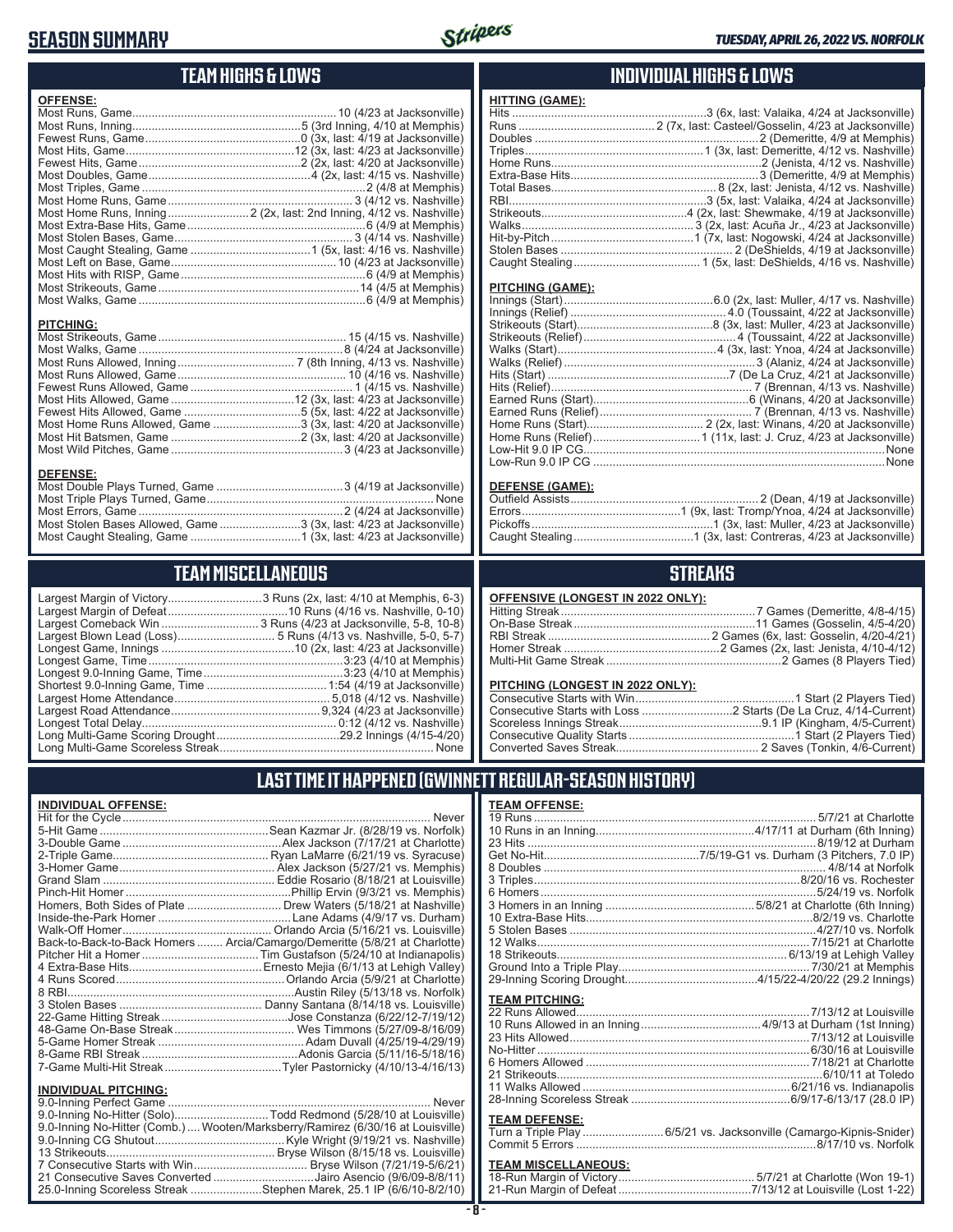# SEASON SUMMARY

TUESDAY, APRIL 26, 2022 VS. NORFOLK

## TEAM HIGHS & LOWS

**OFFENSE:**

| Category | Value |
|---|---|
| Most Runs, Game | 10 (4/23 at Jacksonville) |
| Most Runs, Inning | 5 (3rd Inning, 4/10 at Memphis) |
| Fewest Runs, Game | 0 (3x, last: 4/19 at Jacksonville) |
| Most Hits, Game | 12 (3x, last: 4/23 at Jacksonville) |
| Fewest Hits, Game | 2 (2x, last: 4/20 at Jacksonville) |
| Most Doubles, Game | 4 (2x, last: 4/15 vs. Nashville) |
| Most Triples, Game | 2 (4/8 at Memphis) |
| Most Home Runs, Game | 3 (4/12 vs. Nashville) |
| Most Home Runs, Inning | 2 (2x, last: 2nd Inning, 4/12 vs. Nashville) |
| Most Extra-Base Hits, Game | 6 (4/9 at Memphis) |
| Most Stolen Bases, Game | 3 (4/14 vs. Nashville) |
| Most Caught Stealing, Game | 1 (5x, last: 4/16 vs. Nashville) |
| Most Left on Base, Game | 10 (4/23 at Jacksonville) |
| Most Hits with RISP, Game | 6 (4/9 at Memphis) |
| Most Strikeouts, Game | 14 (4/5 at Memphis) |
| Most Walks, Game | 6 (4/9 at Memphis) |

**PITCHING:**

| Category | Value |
|---|---|
| Most Strikeouts, Game | 15 (4/15 vs. Nashville) |
| Most Walks, Game | 8 (4/24 at Jacksonville) |
| Most Runs Allowed, Inning | 7 (8th Inning, 4/13 vs. Nashville) |
| Most Runs Allowed, Game | 10 (4/16 vs. Nashville) |
| Fewest Runs Allowed, Game | 1 (4/15 vs. Nashville) |
| Most Hits Allowed, Game | 12 (3x, last: 4/23 at Jacksonville) |
| Fewest Hits Allowed, Game | 5 (5x, last: 4/22 at Jacksonville) |
| Most Home Runs Allowed, Game | 3 (3x, last: 4/20 at Jacksonville) |
| Most Hit Batsmen, Game | 2 (3x, last: 4/20 at Jacksonville) |
| Most Wild Pitches, Game | 3 (4/23 at Jacksonville) |

**DEFENSE:**

| Category | Value |
|---|---|
| Most Double Plays Turned, Game | 3 (4/19 at Jacksonville) |
| Most Triple Plays Turned, Game | None |
| Most Errors, Game | 2 (4/24 at Jacksonville) |
| Most Stolen Bases Allowed, Game | 3 (3x, last: 4/23 at Jacksonville) |
| Most Caught Stealing, Game | 1 (3x, last: 4/23 at Jacksonville) |

## INDIVIDUAL HIGHS & LOWS

**HITTING (GAME):**

| Category | Value |
|---|---|
| Hits | 3 (6x, last: Valaika, 4/24 at Jacksonville) |
| Runs | 2 (7x, last: Casteel/Gosselin, 4/23 at Jacksonville) |
| Doubles | 2 (Demeritte, 4/9 at Memphis) |
| Triples | 1 (3x, last: Demeritte, 4/12 vs. Nashville) |
| Home Runs | 2 (Jenista, 4/12 vs. Nashville) |
| Extra-Base Hits | 3 (Demeritte, 4/9 at Memphis) |
| Total Bases | 8 (2x, last: Jenista, 4/12 vs. Nashville) |
| RBI | 3 (5x, last: Valaika, 4/24 at Jacksonville) |
| Strikeouts | 4 (2x, last: Shewmake, 4/19 at Jacksonville) |
| Walks | 3 (2x, last: Acuña Jr., 4/23 at Jacksonville) |
| Hit-by-Pitch | 1 (7x, last: Nogowski, 4/24 at Jacksonville) |
| Stolen Bases | 2 (DeShields, 4/19 at Jacksonville) |
| Caught Stealing | 1 (5x, last: DeShields, 4/16 vs. Nashville) |

**PITCHING (GAME):**

| Category | Value |
|---|---|
| Innings (Start) | 6.0 (2x, last: Muller, 4/17 vs. Nashville) |
| Innings (Relief) | 4.0 (Toussaint, 4/22 at Jacksonville) |
| Strikeouts (Start) | 8 (3x, last: Muller, 4/23 at Jacksonville) |
| Strikeouts (Relief) | 4 (Toussaint, 4/22 at Jacksonville) |
| Walks (Start) | 4 (3x, last: Ynoa, 4/24 at Jacksonville) |
| Walks (Relief) | 3 (Alaniz, 4/24 at Jacksonville) |
| Hits (Start) | 7 (De La Cruz, 4/21 at Jacksonville) |
| Hits (Relief) | 7 (Brennan, 4/13 vs. Nashville) |
| Earned Runs (Start) | 6 (Winans, 4/20 at Jacksonville) |
| Earned Runs (Relief) | 7 (Brennan, 4/13 vs. Nashville) |
| Home Runs (Start) | 2 (2x, last: Winans, 4/20 at Jacksonville) |
| Home Runs (Relief) | 1 (11x, last: J. Cruz, 4/23 at Jacksonville) |
| Low-Hit 9.0 IP CG | None |
| Low-Run 9.0 IP CG | None |

**DEFENSE (GAME):**

| Category | Value |
|---|---|
| Outfield Assists | 2 (Dean, 4/19 at Jacksonville) |
| Errors | 1 (9x, last: Tromp/Ynoa, 4/24 at Jacksonville) |
| Pickoffs | 1 (3x, last: Muller, 4/23 at Jacksonville) |
| Caught Stealing | 1 (3x, last: Contreras, 4/23 at Jacksonville) |

## TEAM MISCELLANEOUS

| Category | Value |
|---|---|
| Largest Margin of Victory | 3 Runs (2x, last: 4/10 at Memphis, 6-3) |
| Largest Margin of Defeat | 10 Runs (4/16 vs. Nashville, 0-10) |
| Largest Comeback Win | 3 Runs (4/23 at Jacksonville, 5-8, 10-8) |
| Largest Blown Lead (Loss) | 5 Runs (4/13 vs. Nashville, 5-0, 5-7) |
| Longest Game, Innings | 10 (2x, last: 4/23 at Jacksonville) |
| Longest Game, Time | 3:23 (4/10 at Memphis) |
| Longest 9.0-Inning Game, Time | 3:23 (4/10 at Memphis) |
| Shortest 9.0-Inning Game, Time | 1:54 (4/19 at Jacksonville) |
| Largest Home Attendance | 5,018 (4/12 vs. Nashville) |
| Largest Road Attendance | 9,324 (4/23 at Jacksonville) |
| Longest Total Delay | 0:12 (4/12 vs. Nashville) |
| Long Multi-Game Scoring Drought | 29.2 Innings (4/15-4/20) |
| Long Multi-Game Scoreless Streak | None |

## STREAKS

**OFFENSIVE (LONGEST IN 2022 ONLY):**

| Category | Value |
|---|---|
| Hitting Streak | 7 Games (Demeritte, 4/8-4/15) |
| On-Base Streak | 11 Games (Gosselin, 4/5-4/20) |
| RBI Streak | 2 Games (6x, last: Gosselin, 4/20-4/21) |
| Homer Streak | 2 Games (2x, last: Jenista, 4/10-4/12) |
| Multi-Hit Game Streak | 2 Games (8 Players Tied) |

**PITCHING (LONGEST IN 2022 ONLY):**

| Category | Value |
|---|---|
| Consecutive Starts with Win | 1 Start (2 Players Tied) |
| Consecutive Starts with Loss | 2 Starts (De La Cruz, 4/14-Current) |
| Scoreless Innings Streak | 9.1 IP (Kingham, 4/5-Current) |
| Consecutive Quality Starts | 1 Start (2 Players Tied) |
| Converted Saves Streak | 2 Saves (Tonkin, 4/6-Current) |

## LAST TIME IT HAPPENED (GWINNETT REGULAR-SEASON HISTORY)

**INDIVIDUAL OFFENSE:**

| Category | Value |
|---|---|
| Hit for the Cycle | Never |
| 5-Hit Game | Sean Kazmar Jr. (8/28/19 vs. Norfolk) |
| 3-Double Game | Alex Jackson (7/17/21 at Charlotte) |
| 2-Triple Game | Ryan LaMarre (6/21/19 vs. Syracuse) |
| 3-Homer Game | Alex Jackson (5/27/21 vs. Memphis) |
| Grand Slam | Eddie Rosario (8/18/21 at Louisville) |
| Pinch-Hit Homer | Phillip Ervin (9/3/21 vs. Memphis) |
| Homers, Both Sides of Plate | Drew Waters (5/18/21 at Nashville) |
| Inside-the-Park Homer | Lane Adams (4/9/17 vs. Durham) |
| Walk-Off Homer | Orlando Arcia (5/16/21 vs. Louisville) |
| Back-to-Back-to-Back Homers | Arcia/Camargo/Demeritte (5/8/21 at Charlotte) |
| Pitcher Hit a Homer | Tim Gustafson (5/24/10 at Indianapolis) |
| 4 Extra-Base Hits | Ernesto Mejia (6/1/13 at Lehigh Valley) |
| 4 Runs Scored | Orlando Arcia (5/9/21 at Charlotte) |
| 8 RBI | Austin Riley (5/13/18 vs. Norfolk) |
| 3 Stolen Bases | Danny Santana (8/14/18 vs. Louisville) |
| 22-Game Hitting Streak | Jose Constanza (6/22/12-7/19/12) |
| 48-Game On-Base Streak | Wes Timmons (5/27/09-8/16/09) |
| 5-Game Homer Streak | Adam Duvall (4/25/19-4/29/19) |
| 8-Game RBI Streak | Adonis Garcia (5/11/16-5/18/16) |
| 7-Game Multi-Hit Streak | Tyler Pastornicky (4/10/13-4/16/13) |

**INDIVIDUAL PITCHING:**

| Category | Value |
|---|---|
| 9.0-Inning Perfect Game | Never |
| 9.0-Inning No-Hitter (Solo) | Todd Redmond (5/28/10 at Louisville) |
| 9.0-Inning No-Hitter (Comb.) | Wooten/Marksberry/Ramirez (6/30/16 at Louisville) |
| 9.0-Inning CG Shutout | Kyle Wright (9/19/21 vs. Nashville) |
| 13 Strikeouts | Bryse Wilson (8/15/18 vs. Louisville) |
| 7 Consecutive Starts with Win | Bryse Wilson (7/21/19-5/6/21) |
| 21 Consecutive Saves Converted | Jairo Asencio (9/6/09-8/8/11) |
| 25.0-Inning Scoreless Streak | Stephen Marek, 25.1 IP (6/6/10-8/2/10) |

**TEAM OFFENSE:**

| Category | Value |
|---|---|
| 19 Runs | 5/7/21 at Charlotte |
| 10 Runs in an Inning | 4/17/11 at Durham (6th Inning) |
| 23 Hits | 8/19/12 at Durham |
| Get No-Hit | 7/5/19-G1 vs. Durham (3 Pitchers, 7.0 IP) |
| 8 Doubles | 4/8/14 at Norfolk |
| 3 Triples | 8/20/16 vs. Rochester |
| 6 Homers | 5/24/19 vs. Norfolk |
| 3 Homers in an Inning | 5/8/21 at Charlotte (6th Inning) |
| 10 Extra-Base Hits | 8/2/19 vs. Charlotte |
| 5 Stolen Bases | 4/27/10 vs. Norfolk |
| 12 Walks | 7/15/21 at Charlotte |
| 18 Strikeouts | 6/13/19 at Lehigh Valley |
| Ground Into a Triple Play | 7/30/21 at Memphis |
| 29-Inning Scoring Drought | 4/15/22-4/20/22 (29.2 Innings) |

**TEAM PITCHING:**

| Category | Value |
|---|---|
| 22 Runs Allowed | 7/13/12 at Louisville |
| 10 Runs Allowed in an Inning | 4/9/13 at Durham (1st Inning) |
| 23 Hits Allowed | 7/13/12 at Louisville |
| No-Hitter | 6/30/16 at Louisville |
| 6 Homers Allowed | 7/18/21 at Charlotte |
| 21 Strikeouts | 6/10/11 at Toledo |
| 11 Walks Allowed | 6/21/16 vs. Indianapolis |
| 28-Inning Scoreless Streak | 6/9/17-6/13/17 (28.0 IP) |

**TEAM DEFENSE:**

| Category | Value |
|---|---|
| Turn a Triple Play | 6/5/21 vs. Jacksonville (Camargo-Kipnis-Snider) |
| Commit 5 Errors | 8/17/10 vs. Norfolk |

**TEAM MISCELLANEOUS:**

| Category | Value |
|---|---|
| 18-Run Margin of Victory | 5/7/21 at Charlotte (Won 19-1) |
| 21-Run Margin of Defeat | 7/13/12 at Louisville (Lost 1-22) |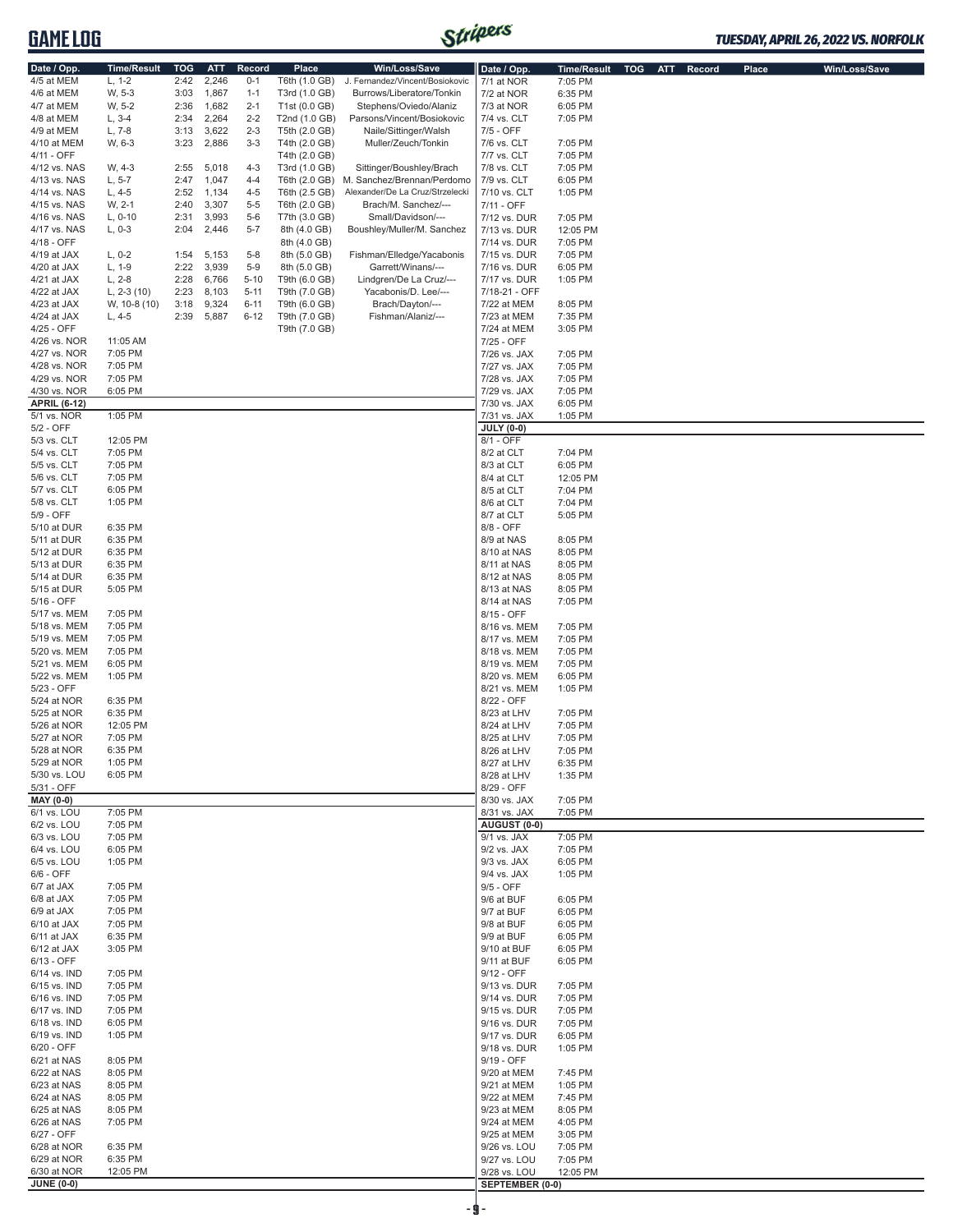## GAME LOG

*TUESDAY, APRIL 26, 2022 VS. NORFOLK*

| Date / Opp. | Time/Result | TOG | ATT | Record | Place | Win/Loss/Save |
|---|---|---|---|---|---|---|
| 4/5 at MEM | L, 1-2 | 2:42 | 2,246 | 0-1 | T6th (1.0 GB) | J. Fernandez/Vincent/Bosiokovic |
| 4/6 at MEM | W, 5-3 | 3:03 | 1,867 | 1-1 | T3rd (1.0 GB) | Burrows/Liberatore/Tonkin |
| 4/7 at MEM | W, 5-2 | 2:36 | 1,682 | 2-1 | T1st (0.0 GB) | Stephens/Oviedo/Alaniz |
| 4/8 at MEM | L, 3-4 | 2:34 | 2,264 | 2-2 | T2nd (1.0 GB) | Parsons/Vincent/Bosiokovic |
| 4/9 at MEM | L, 7-8 | 3:13 | 3,622 | 2-3 | T5th (2.0 GB) | Naile/Sittinger/Walsh |
| 4/10 at MEM | W, 6-3 | 3:23 | 2,886 | 3-3 | T4th (2.0 GB) | Muller/Zeuch/Tonkin |
| 4/11 - OFF | | | | | T4th (2.0 GB) | |
| 4/12 vs. NAS | W, 4-3 | 2:55 | 5,018 | 4-3 | T3rd (1.0 GB) | Sittinger/Boushley/Brach |
| 4/13 vs. NAS | L, 5-7 | 2:47 | 1,047 | 4-4 | T6th (2.0 GB) | M. Sanchez/Brennan/Perdomo |
| 4/14 vs. NAS | L, 4-5 | 2:52 | 1,134 | 4-5 | T6th (2.5 GB) | Alexander/De La Cruz/Strzelecki |
| 4/15 vs. NAS | W, 2-1 | 2:40 | 3,307 | 5-5 | T6th (2.0 GB) | Brach/M. Sanchez/--- |
| 4/16 vs. NAS | L, 0-10 | 2:31 | 3,993 | 5-6 | T7th (3.0 GB) | Small/Davidson/--- |
| 4/17 vs. NAS | L, 0-3 | 2:04 | 2,446 | 5-7 | 8th (4.0 GB) | Boushley/Muller/M. Sanchez |
| 4/18 - OFF | | | | | 8th (4.0 GB) | |
| 4/19 at JAX | L, 0-2 | 1:54 | 5,153 | 5-8 | 8th (5.0 GB) | Fishman/Elledge/Yacabonis |
| 4/20 at JAX | L, 1-9 | 2:22 | 3,939 | 5-9 | 8th (5.0 GB) | Garrett/Winans/--- |
| 4/21 at JAX | L, 2-8 | 2:28 | 6,766 | 5-10 | T9th (6.0 GB) | Lindgren/De La Cruz/--- |
| 4/22 at JAX | L, 2-3 (10) | 2:23 | 8,103 | 5-11 | T9th (7.0 GB) | Yacabonis/D. Lee/--- |
| 4/23 at JAX | W, 10-8 (10) | 3:18 | 9,324 | 6-11 | T9th (6.0 GB) | Brach/Dayton/--- |
| 4/24 at JAX | L, 4-5 | 2:39 | 5,887 | 6-12 | T9th (7.0 GB) | Fishman/Alaniz/--- |
| 4/25 - OFF | | | | | T9th (7.0 GB) | |
| 4/26 vs. NOR | 11:05 AM | | | | | |
| 4/27 vs. NOR | 7:05 PM | | | | | |
| 4/28 vs. NOR | 7:05 PM | | | | | |
| 4/29 vs. NOR | 7:05 PM | | | | | |
| 4/30 vs. NOR | 6:05 PM | | | | | |
| **APRIL (6-12)** | | | | | | |
| 5/1 vs. NOR | 1:05 PM | | | | | |
| 5/2 - OFF | | | | | | |
| 5/3 vs. CLT | 12:05 PM | | | | | |
| 5/4 vs. CLT | 7:05 PM | | | | | |
| 5/5 vs. CLT | 7:05 PM | | | | | |
| 5/6 vs. CLT | 7:05 PM | | | | | |
| 5/7 vs. CLT | 6:05 PM | | | | | |
| 5/8 vs. CLT | 1:05 PM | | | | | |
| 5/9 - OFF | | | | | | |
| 5/10 at DUR | 6:35 PM | | | | | |
| 5/11 at DUR | 6:35 PM | | | | | |
| 5/12 at DUR | 6:35 PM | | | | | |
| 5/13 at DUR | 6:35 PM | | | | | |
| 5/14 at DUR | 6:35 PM | | | | | |
| 5/15 at DUR | 5:05 PM | | | | | |
| 5/16 - OFF | | | | | | |
| 5/17 vs. MEM | 7:05 PM | | | | | |
| 5/18 vs. MEM | 7:05 PM | | | | | |
| 5/19 vs. MEM | 7:05 PM | | | | | |
| 5/20 vs. MEM | 7:05 PM | | | | | |
| 5/21 vs. MEM | 6:05 PM | | | | | |
| 5/22 vs. MEM | 1:05 PM | | | | | |
| 5/23 - OFF | | | | | | |
| 5/24 at NOR | 6:35 PM | | | | | |
| 5/25 at NOR | 6:35 PM | | | | | |
| 5/26 at NOR | 12:05 PM | | | | | |
| 5/27 at NOR | 7:05 PM | | | | | |
| 5/28 at NOR | 6:35 PM | | | | | |
| 5/29 at NOR | 1:05 PM | | | | | |
| 5/30 vs. LOU | 6:05 PM | | | | | |
| 5/31 - OFF | | | | | | |
| **MAY (0-0)** | | | | | | |
| 6/1 vs. LOU | 7:05 PM | | | | | |
| 6/2 vs. LOU | 7:05 PM | | | | | |
| 6/3 vs. LOU | 7:05 PM | | | | | |
| 6/4 vs. LOU | 6:05 PM | | | | | |
| 6/5 vs. LOU | 1:05 PM | | | | | |
| 6/6 - OFF | | | | | | |
| 6/7 at JAX | 7:05 PM | | | | | |
| 6/8 at JAX | 7:05 PM | | | | | |
| 6/9 at JAX | 7:05 PM | | | | | |
| 6/10 at JAX | 7:05 PM | | | | | |
| 6/11 at JAX | 6:35 PM | | | | | |
| 6/12 at JAX | 3:05 PM | | | | | |
| 6/13 - OFF | | | | | | |
| 6/14 vs. IND | 7:05 PM | | | | | |
| 6/15 vs. IND | 7:05 PM | | | | | |
| 6/16 vs. IND | 7:05 PM | | | | | |
| 6/17 vs. IND | 7:05 PM | | | | | |
| 6/18 vs. IND | 6:05 PM | | | | | |
| 6/19 vs. IND | 1:05 PM | | | | | |
| 6/20 - OFF | | | | | | |
| 6/21 at NAS | 8:05 PM | | | | | |
| 6/22 at NAS | 8:05 PM | | | | | |
| 6/23 at NAS | 8:05 PM | | | | | |
| 6/24 at NAS | 8:05 PM | | | | | |
| 6/25 at NAS | 8:05 PM | | | | | |
| 6/26 at NAS | 7:05 PM | | | | | |
| 6/27 - OFF | | | | | | |
| 6/28 at NOR | 6:35 PM | | | | | |
| 6/29 at NOR | 6:35 PM | | | | | |
| 6/30 at NOR | 12:05 PM | | | | | |
| **JUNE (0-0)** | | | | | | |

| Date / Opp. | Time/Result | TOG | ATT | Record | Place | Win/Loss/Save |
|---|---|---|---|---|---|---|
| 7/1 at NOR | 7:05 PM | | | | | |
| 7/2 at NOR | 6:35 PM | | | | | |
| 7/3 at NOR | 6:05 PM | | | | | |
| 7/4 vs. CLT | 7:05 PM | | | | | |
| 7/5 - OFF | | | | | | |
| 7/6 vs. CLT | 7:05 PM | | | | | |
| 7/7 vs. CLT | 7:05 PM | | | | | |
| 7/8 vs. CLT | 7:05 PM | | | | | |
| 7/9 vs. CLT | 6:05 PM | | | | | |
| 7/10 vs. CLT | 1:05 PM | | | | | |
| 7/11 - OFF | | | | | | |
| 7/12 vs. DUR | 7:05 PM | | | | | |
| 7/13 vs. DUR | 12:05 PM | | | | | |
| 7/14 vs. DUR | 7:05 PM | | | | | |
| 7/15 vs. DUR | 7:05 PM | | | | | |
| 7/16 vs. DUR | 6:05 PM | | | | | |
| 7/17 vs. DUR | 1:05 PM | | | | | |
| 7/18-21 - OFF | | | | | | |
| 7/22 at MEM | 8:05 PM | | | | | |
| 7/23 at MEM | 7:35 PM | | | | | |
| 7/24 at MEM | 3:05 PM | | | | | |
| 7/25 - OFF | | | | | | |
| 7/26 vs. JAX | 7:05 PM | | | | | |
| 7/27 vs. JAX | 7:05 PM | | | | | |
| 7/28 vs. JAX | 7:05 PM | | | | | |
| 7/29 vs. JAX | 7:05 PM | | | | | |
| 7/30 vs. JAX | 6:05 PM | | | | | |
| 7/31 vs. JAX | 1:05 PM | | | | | |
| **JULY (0-0)** | | | | | | |
| 8/1 - OFF | | | | | | |
| 8/2 at CLT | 7:04 PM | | | | | |
| 8/3 at CLT | 6:05 PM | | | | | |
| 8/4 at CLT | 12:05 PM | | | | | |
| 8/5 at CLT | 7:04 PM | | | | | |
| 8/6 at CLT | 7:04 PM | | | | | |
| 8/7 at CLT | 5:05 PM | | | | | |
| 8/8 - OFF | | | | | | |
| 8/9 at NAS | 8:05 PM | | | | | |
| 8/10 at NAS | 8:05 PM | | | | | |
| 8/11 at NAS | 8:05 PM | | | | | |
| 8/12 at NAS | 8:05 PM | | | | | |
| 8/13 at NAS | 8:05 PM | | | | | |
| 8/14 at NAS | 7:05 PM | | | | | |
| 8/15 - OFF | | | | | | |
| 8/16 vs. MEM | 7:05 PM | | | | | |
| 8/17 vs. MEM | 7:05 PM | | | | | |
| 8/18 vs. MEM | 7:05 PM | | | | | |
| 8/19 vs. MEM | 7:05 PM | | | | | |
| 8/20 vs. MEM | 6:05 PM | | | | | |
| 8/21 vs. MEM | 1:05 PM | | | | | |
| 8/22 - OFF | | | | | | |
| 8/23 at LHV | 7:05 PM | | | | | |
| 8/24 at LHV | 7:05 PM | | | | | |
| 8/25 at LHV | 7:05 PM | | | | | |
| 8/26 at LHV | 7:05 PM | | | | | |
| 8/27 at LHV | 6:35 PM | | | | | |
| 8/28 at LHV | 1:35 PM | | | | | |
| 8/29 - OFF | | | | | | |
| 8/30 vs. JAX | 7:05 PM | | | | | |
| 8/31 vs. JAX | 7:05 PM | | | | | |
| **AUGUST (0-0)** | | | | | | |
| 9/1 vs. JAX | 7:05 PM | | | | | |
| 9/2 vs. JAX | 7:05 PM | | | | | |
| 9/3 vs. JAX | 6:05 PM | | | | | |
| 9/4 vs. JAX | 1:05 PM | | | | | |
| 9/5 - OFF | | | | | | |
| 9/6 at BUF | 6:05 PM | | | | | |
| 9/7 at BUF | 6:05 PM | | | | | |
| 9/8 at BUF | 6:05 PM | | | | | |
| 9/9 at BUF | 6:05 PM | | | | | |
| 9/10 at BUF | 6:05 PM | | | | | |
| 9/11 at BUF | 6:05 PM | | | | | |
| 9/12 - OFF | | | | | | |
| 9/13 vs. DUR | 7:05 PM | | | | | |
| 9/14 vs. DUR | 7:05 PM | | | | | |
| 9/15 vs. DUR | 7:05 PM | | | | | |
| 9/16 vs. DUR | 7:05 PM | | | | | |
| 9/17 vs. DUR | 6:05 PM | | | | | |
| 9/18 vs. DUR | 1:05 PM | | | | | |
| 9/19 - OFF | | | | | | |
| 9/20 at MEM | 7:45 PM | | | | | |
| 9/21 at MEM | 1:05 PM | | | | | |
| 9/22 at MEM | 7:45 PM | | | | | |
| 9/23 at MEM | 8:05 PM | | | | | |
| 9/24 at MEM | 4:05 PM | | | | | |
| 9/25 at MEM | 3:05 PM | | | | | |
| 9/26 vs. LOU | 7:05 PM | | | | | |
| 9/27 vs. LOU | 7:05 PM | | | | | |
| 9/28 vs. LOU | 12:05 PM | | | | | |
| **SEPTEMBER (0-0)** | | | | | | |